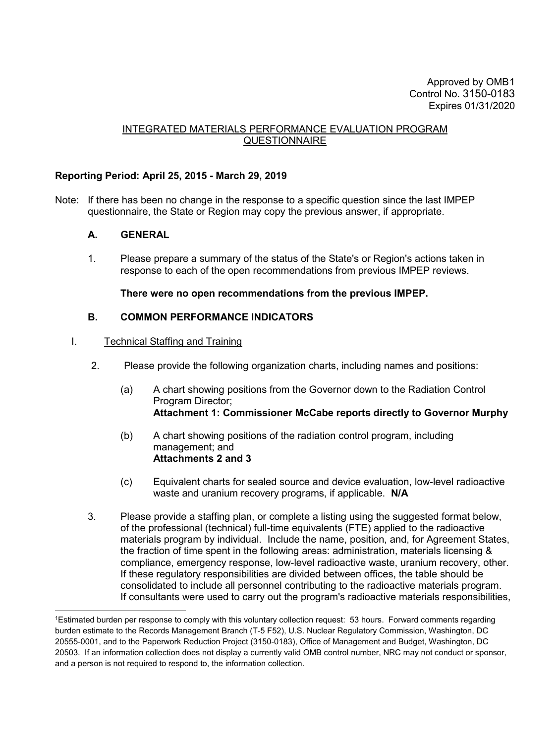Approved by OMB[1]
Control No. 3150-0183
Expires 01/31/2020

# INTEGRATED MATERIALS PERFORMANCE EVALUATION PROGRAM QUESTIONNAIRE

**Reporting Period: April 25, 2015 - March 29, 2019**

Note: If there has been no change in the response to a specific question since the last IMPEP questionnaire, the State or Region may copy the previous answer, if appropriate.

## A. GENERAL

1. Please prepare a summary of the status of the State's or Region's actions taken in response to each of the open recommendations from previous IMPEP reviews.

   **There were no open recommendations from the previous IMPEP.**

## B. COMMON PERFORMANCE INDICATORS

### I. Technical Staffing and Training

2. Please provide the following organization charts, including names and positions:

   (a) A chart showing positions from the Governor down to the Radiation Control Program Director;
   **Attachment 1: Commissioner McCabe reports directly to Governor Murphy**

   (b) A chart showing positions of the radiation control program, including management; and
   **Attachments 2 and 3**

   (c) Equivalent charts for sealed source and device evaluation, low-level radioactive waste and uranium recovery programs, if applicable. **N/A**

3. Please provide a staffing plan, or complete a listing using the suggested format below, of the professional (technical) full-time equivalents (FTE) applied to the radioactive materials program by individual. Include the name, position, and, for Agreement States, the fraction of time spent in the following areas: administration, materials licensing & compliance, emergency response, low-level radioactive waste, uranium recovery, other. If these regulatory responsibilities are divided between offices, the table should be consolidated to include all personnel contributing to the radioactive materials program. If consultants were used to carry out the program's radioactive materials responsibilities,

[1]Estimated burden per response to comply with this voluntary collection request: 53 hours. Forward comments regarding burden estimate to the Records Management Branch (T-5 F52), U.S. Nuclear Regulatory Commission, Washington, DC 20555-0001, and to the Paperwork Reduction Project (3150-0183), Office of Management and Budget, Washington, DC 20503. If an information collection does not display a currently valid OMB control number, NRC may not conduct or sponsor, and a person is not required to respond to, the information collection.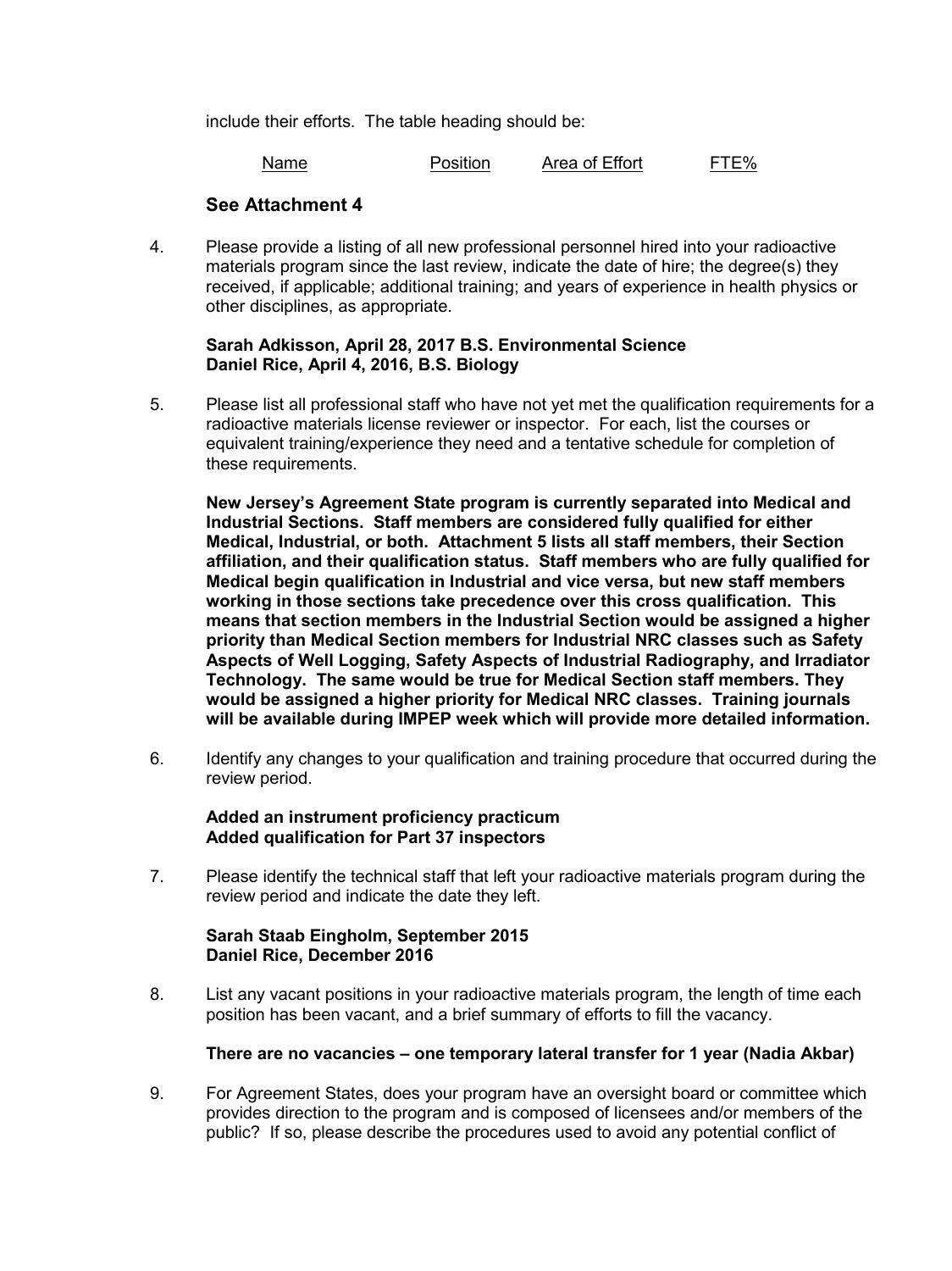include their efforts. The table heading should be:

| Name | Position | Area of Effort | FTE% |
|---|---|---|---|

**See Attachment 4**

4. Please provide a listing of all new professional personnel hired into your radioactive materials program since the last review, indicate the date of hire; the degree(s) they received, if applicable; additional training; and years of experience in health physics or other disciplines, as appropriate.

   **Sarah Adkisson, April 28, 2017 B.S. Environmental Science**
   **Daniel Rice, April 4, 2016, B.S. Biology**

5. Please list all professional staff who have not yet met the qualification requirements for a radioactive materials license reviewer or inspector. For each, list the courses or equivalent training/experience they need and a tentative schedule for completion of these requirements.

   **New Jersey's Agreement State program is currently separated into Medical and Industrial Sections. Staff members are considered fully qualified for either Medical, Industrial, or both. Attachment 5 lists all staff members, their Section affiliation, and their qualification status. Staff members who are fully qualified for Medical begin qualification in Industrial and vice versa, but new staff members working in those sections take precedence over this cross qualification. This means that section members in the Industrial Section would be assigned a higher priority than Medical Section members for Industrial NRC classes such as Safety Aspects of Well Logging, Safety Aspects of Industrial Radiography, and Irradiator Technology. The same would be true for Medical Section staff members. They would be assigned a higher priority for Medical NRC classes. Training journals will be available during IMPEP week which will provide more detailed information.**

6. Identify any changes to your qualification and training procedure that occurred during the review period.

   **Added an instrument proficiency practicum**
   **Added qualification for Part 37 inspectors**

7. Please identify the technical staff that left your radioactive materials program during the review period and indicate the date they left.

   **Sarah Staab Eingholm, September 2015**
   **Daniel Rice, December 2016**

8. List any vacant positions in your radioactive materials program, the length of time each position has been vacant, and a brief summary of efforts to fill the vacancy.

   **There are no vacancies – one temporary lateral transfer for 1 year (Nadia Akbar)**

9. For Agreement States, does your program have an oversight board or committee which provides direction to the program and is composed of licensees and/or members of the public? If so, please describe the procedures used to avoid any potential conflict of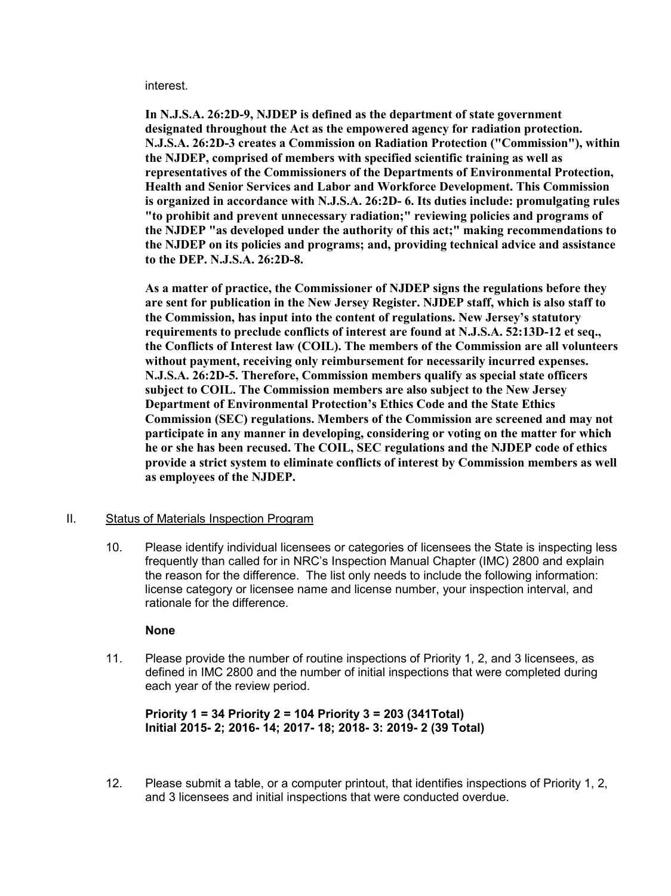interest.

**In N.J.S.A. 26:2D-9, NJDEP is defined as the department of state government designated throughout the Act as the empowered agency for radiation protection. N.J.S.A. 26:2D-3 creates a Commission on Radiation Protection ("Commission"), within the NJDEP, comprised of members with specified scientific training as well as representatives of the Commissioners of the Departments of Environmental Protection, Health and Senior Services and Labor and Workforce Development. This Commission is organized in accordance with N.J.S.A. 26:2D- 6. Its duties include: promulgating rules "to prohibit and prevent unnecessary radiation;" reviewing policies and programs of the NJDEP "as developed under the authority of this act;" making recommendations to the NJDEP on its policies and programs; and, providing technical advice and assistance to the DEP. N.J.S.A. 26:2D-8.**

**As a matter of practice, the Commissioner of NJDEP signs the regulations before they are sent for publication in the New Jersey Register. NJDEP staff, which is also staff to the Commission, has input into the content of regulations. New Jersey's statutory requirements to preclude conflicts of interest are found at N.J.S.A. 52:13D-12 et seq., the Conflicts of Interest law (COIL). The members of the Commission are all volunteers without payment, receiving only reimbursement for necessarily incurred expenses. N.J.S.A. 26:2D-5. Therefore, Commission members qualify as special state officers subject to COIL. The Commission members are also subject to the New Jersey Department of Environmental Protection's Ethics Code and the State Ethics Commission (SEC) regulations. Members of the Commission are screened and may not participate in any manner in developing, considering or voting on the matter for which he or she has been recused. The COIL, SEC regulations and the NJDEP code of ethics provide a strict system to eliminate conflicts of interest by Commission members as well as employees of the NJDEP.**

## II. Status of Materials Inspection Program

10. Please identify individual licensees or categories of licensees the State is inspecting less frequently than called for in NRC's Inspection Manual Chapter (IMC) 2800 and explain the reason for the difference. The list only needs to include the following information: license category or licensee name and license number, your inspection interval, and rationale for the difference.

    **None**

11. Please provide the number of routine inspections of Priority 1, 2, and 3 licensees, as defined in IMC 2800 and the number of initial inspections that were completed during each year of the review period.

    **Priority 1 = 34 Priority 2 = 104 Priority 3 = 203 (341Total)**
    **Initial 2015- 2; 2016- 14; 2017- 18; 2018- 3: 2019- 2 (39 Total)**

12. Please submit a table, or a computer printout, that identifies inspections of Priority 1, 2, and 3 licensees and initial inspections that were conducted overdue.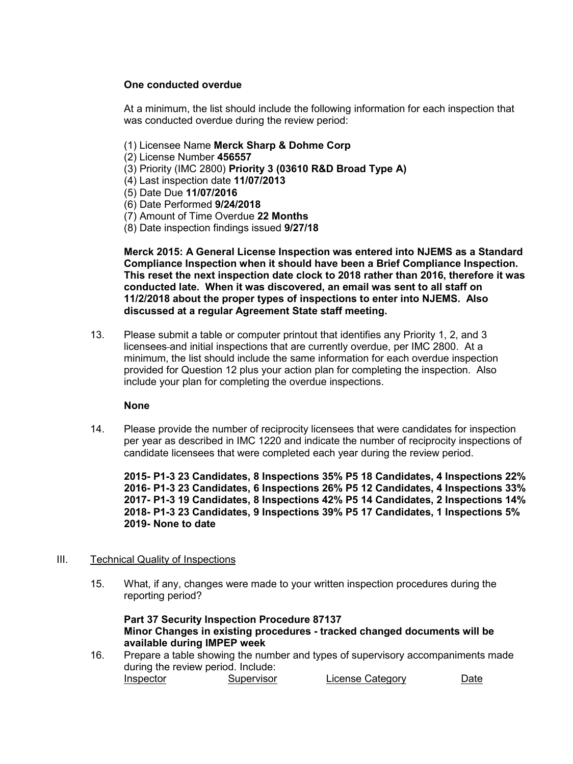**One conducted overdue**

At a minimum, the list should include the following information for each inspection that was conducted overdue during the review period:

(1) Licensee Name **Merck Sharp & Dohme Corp**
(2) License Number **456557**
(3) Priority (IMC 2800) **Priority 3 (03610 R&D Broad Type A)**
(4) Last inspection date **11/07/2013**
(5) Date Due **11/07/2016**
(6) Date Performed **9/24/2018**
(7) Amount of Time Overdue **22 Months**
(8) Date inspection findings issued **9/27/18**

**Merck 2015: A General License Inspection was entered into NJEMS as a Standard Compliance Inspection when it should have been a Brief Compliance Inspection. This reset the next inspection date clock to 2018 rather than 2016, therefore it was conducted late. When it was discovered, an email was sent to all staff on 11/2/2018 about the proper types of inspections to enter into NJEMS. Also discussed at a regular Agreement State staff meeting.**

13. Please submit a table or computer printout that identifies any Priority 1, 2, and 3 licensees and initial inspections that are currently overdue, per IMC 2800. At a minimum, the list should include the same information for each overdue inspection provided for Question 12 plus your action plan for completing the inspection. Also include your plan for completing the overdue inspections.

    **None**

14. Please provide the number of reciprocity licensees that were candidates for inspection per year as described in IMC 1220 and indicate the number of reciprocity inspections of candidate licensees that were completed each year during the review period.

    **2015- P1-3 23 Candidates, 8 Inspections 35% P5 18 Candidates, 4 Inspections 22%**
    **2016- P1-3 23 Candidates, 6 Inspections 26% P5 12 Candidates, 4 Inspections 33%**
    **2017- P1-3 19 Candidates, 8 Inspections 42% P5 14 Candidates, 2 Inspections 14%**
    **2018- P1-3 23 Candidates, 9 Inspections 39% P5 17 Candidates, 1 Inspections 5%**
    **2019- None to date**

III. Technical Quality of Inspections

15. What, if any, changes were made to your written inspection procedures during the reporting period?

    **Part 37 Security Inspection Procedure 87137**
    **Minor Changes in existing procedures - tracked changed documents will be available during IMPEP week**

16. Prepare a table showing the number and types of supervisory accompaniments made during the review period. Include:

| Inspector | Supervisor | License Category | Date |
|---|---|---|---|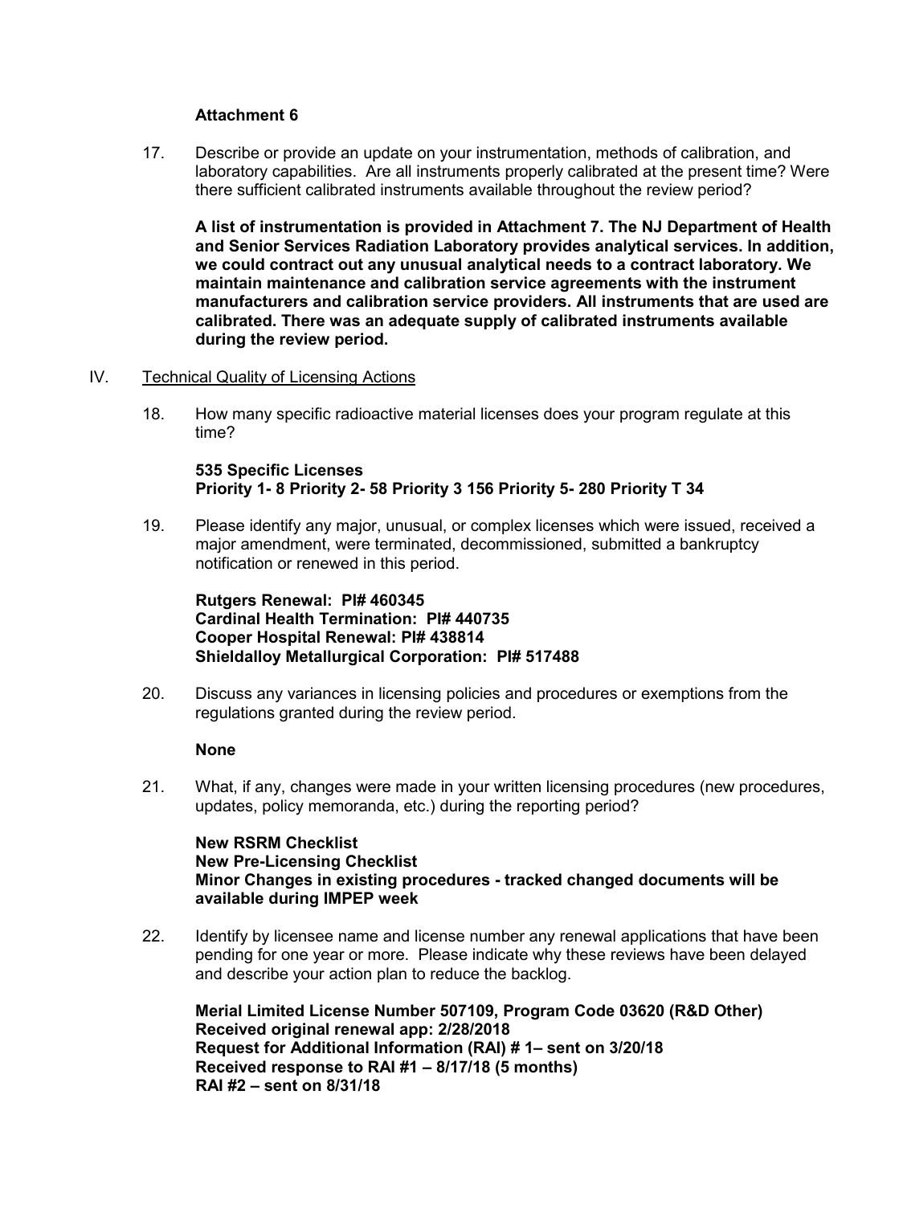**Attachment 6**

17. Describe or provide an update on your instrumentation, methods of calibration, and laboratory capabilities. Are all instruments properly calibrated at the present time? Were there sufficient calibrated instruments available throughout the review period?

    **A list of instrumentation is provided in Attachment 7. The NJ Department of Health and Senior Services Radiation Laboratory provides analytical services. In addition, we could contract out any unusual analytical needs to a contract laboratory. We maintain maintenance and calibration service agreements with the instrument manufacturers and calibration service providers. All instruments that are used are calibrated. There was an adequate supply of calibrated instruments available during the review period.**

IV. Technical Quality of Licensing Actions

18. How many specific radioactive material licenses does your program regulate at this time?

    **535 Specific Licenses**
    **Priority 1- 8 Priority 2- 58 Priority 3 156 Priority 5- 280 Priority T 34**

19. Please identify any major, unusual, or complex licenses which were issued, received a major amendment, were terminated, decommissioned, submitted a bankruptcy notification or renewed in this period.

    **Rutgers Renewal: PI# 460345**
    **Cardinal Health Termination: PI# 440735**
    **Cooper Hospital Renewal: PI# 438814**
    **Shieldalloy Metallurgical Corporation: PI# 517488**

20. Discuss any variances in licensing policies and procedures or exemptions from the regulations granted during the review period.

    **None**

21. What, if any, changes were made in your written licensing procedures (new procedures, updates, policy memoranda, etc.) during the reporting period?

    **New RSRM Checklist**
    **New Pre-Licensing Checklist**
    **Minor Changes in existing procedures - tracked changed documents will be available during IMPEP week**

22. Identify by licensee name and license number any renewal applications that have been pending for one year or more. Please indicate why these reviews have been delayed and describe your action plan to reduce the backlog.

    **Merial Limited License Number 507109, Program Code 03620 (R&D Other)**
    **Received original renewal app: 2/28/2018**
    **Request for Additional Information (RAI) # 1– sent on 3/20/18**
    **Received response to RAI #1 – 8/17/18 (5 months)**
    **RAI #2 – sent on 8/31/18**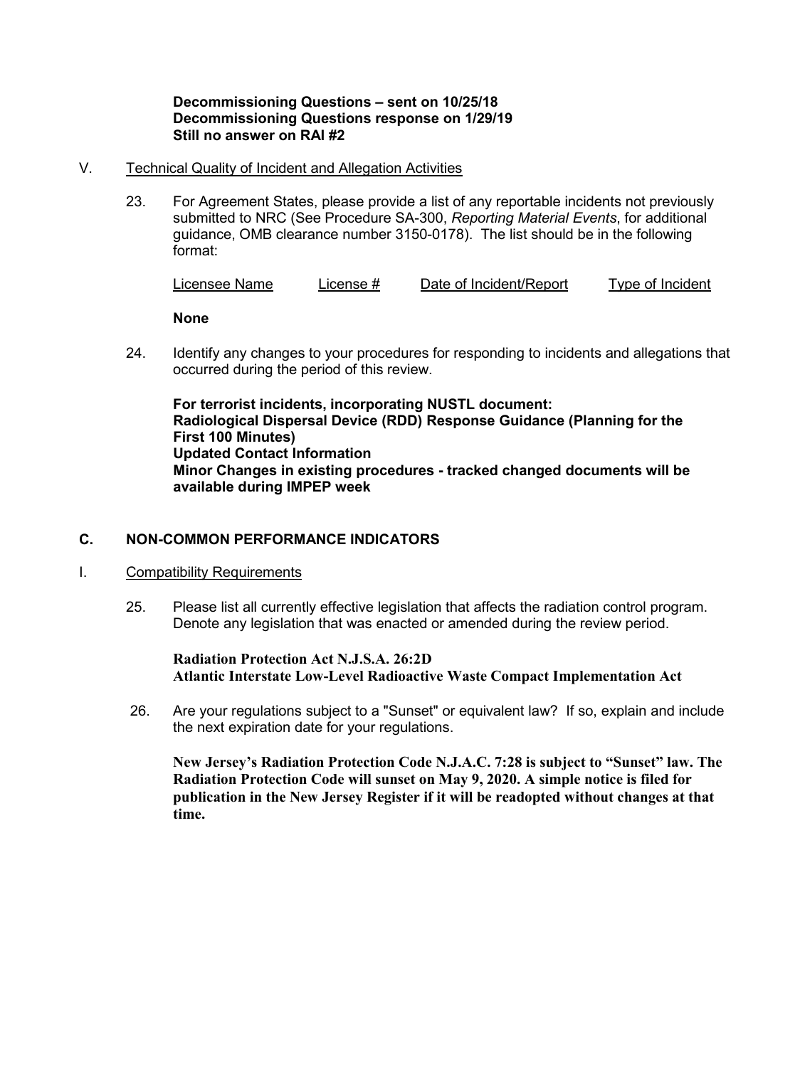**Decommissioning Questions – sent on 10/25/18**
**Decommissioning Questions response on 1/29/19**
**Still no answer on RAI #2**

V. Technical Quality of Incident and Allegation Activities

23. For Agreement States, please provide a list of any reportable incidents not previously submitted to NRC (See Procedure SA-300, *Reporting Material Events*, for additional guidance, OMB clearance number 3150-0178). The list should be in the following format:

| Licensee Name | License # | Date of Incident/Report | Type of Incident |
|---|---|---|---|

**None**

24. Identify any changes to your procedures for responding to incidents and allegations that occurred during the period of this review.

**For terrorist incidents, incorporating NUSTL document:**
**Radiological Dispersal Device (RDD) Response Guidance (Planning for the First 100 Minutes)**
**Updated Contact Information**
**Minor Changes in existing procedures - tracked changed documents will be available during IMPEP week**

## C. NON-COMMON PERFORMANCE INDICATORS

I. Compatibility Requirements

25. Please list all currently effective legislation that affects the radiation control program. Denote any legislation that was enacted or amended during the review period.

**Radiation Protection Act N.J.S.A. 26:2D**
**Atlantic Interstate Low-Level Radioactive Waste Compact Implementation Act**

26. Are your regulations subject to a "Sunset" or equivalent law? If so, explain and include the next expiration date for your regulations.

**New Jersey's Radiation Protection Code N.J.A.C. 7:28 is subject to "Sunset" law. The Radiation Protection Code will sunset on May 9, 2020. A simple notice is filed for publication in the New Jersey Register if it will be readopted without changes at that time.**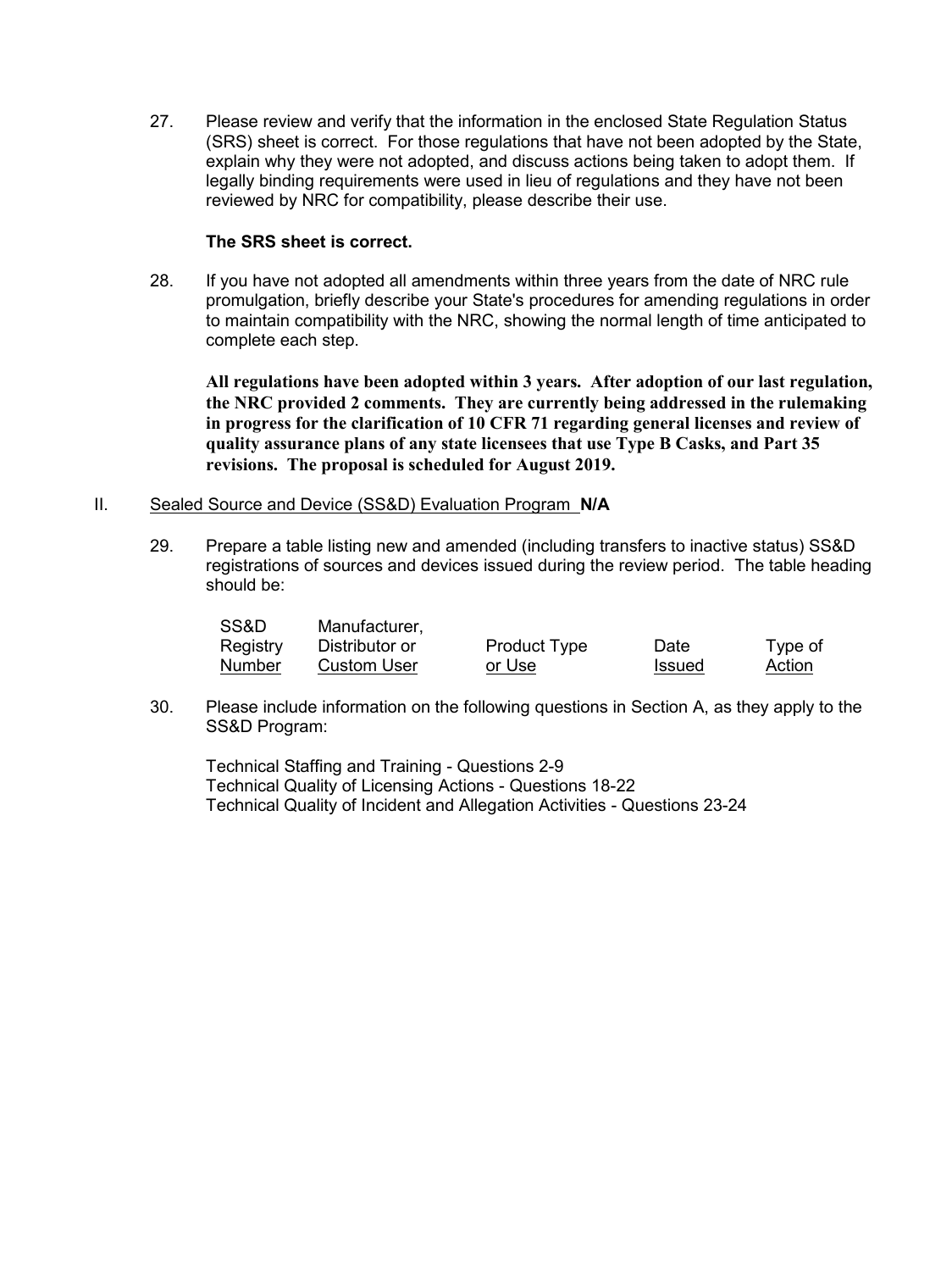27. Please review and verify that the information in the enclosed State Regulation Status (SRS) sheet is correct. For those regulations that have not been adopted by the State, explain why they were not adopted, and discuss actions being taken to adopt them. If legally binding requirements were used in lieu of regulations and they have not been reviewed by NRC for compatibility, please describe their use.

    **The SRS sheet is correct.**

28. If you have not adopted all amendments within three years from the date of NRC rule promulgation, briefly describe your State's procedures for amending regulations in order to maintain compatibility with the NRC, showing the normal length of time anticipated to complete each step.

    **All regulations have been adopted within 3 years. After adoption of our last regulation, the NRC provided 2 comments. They are currently being addressed in the rulemaking in progress for the clarification of 10 CFR 71 regarding general licenses and review of quality assurance plans of any state licensees that use Type B Casks, and Part 35 revisions. The proposal is scheduled for August 2019.**

## II. Sealed Source and Device (SS&D) Evaluation Program **N/A**

29. Prepare a table listing new and amended (including transfers to inactive status) SS&D registrations of sources and devices issued during the review period. The table heading should be:

| SS&D Registry Number | Manufacturer, Distributor or Custom User | Product Type or Use | Date Issued | Type of Action |
|---|---|---|---|---|

30. Please include information on the following questions in Section A, as they apply to the SS&D Program:

    Technical Staffing and Training - Questions 2-9
    Technical Quality of Licensing Actions - Questions 18-22
    Technical Quality of Incident and Allegation Activities - Questions 23-24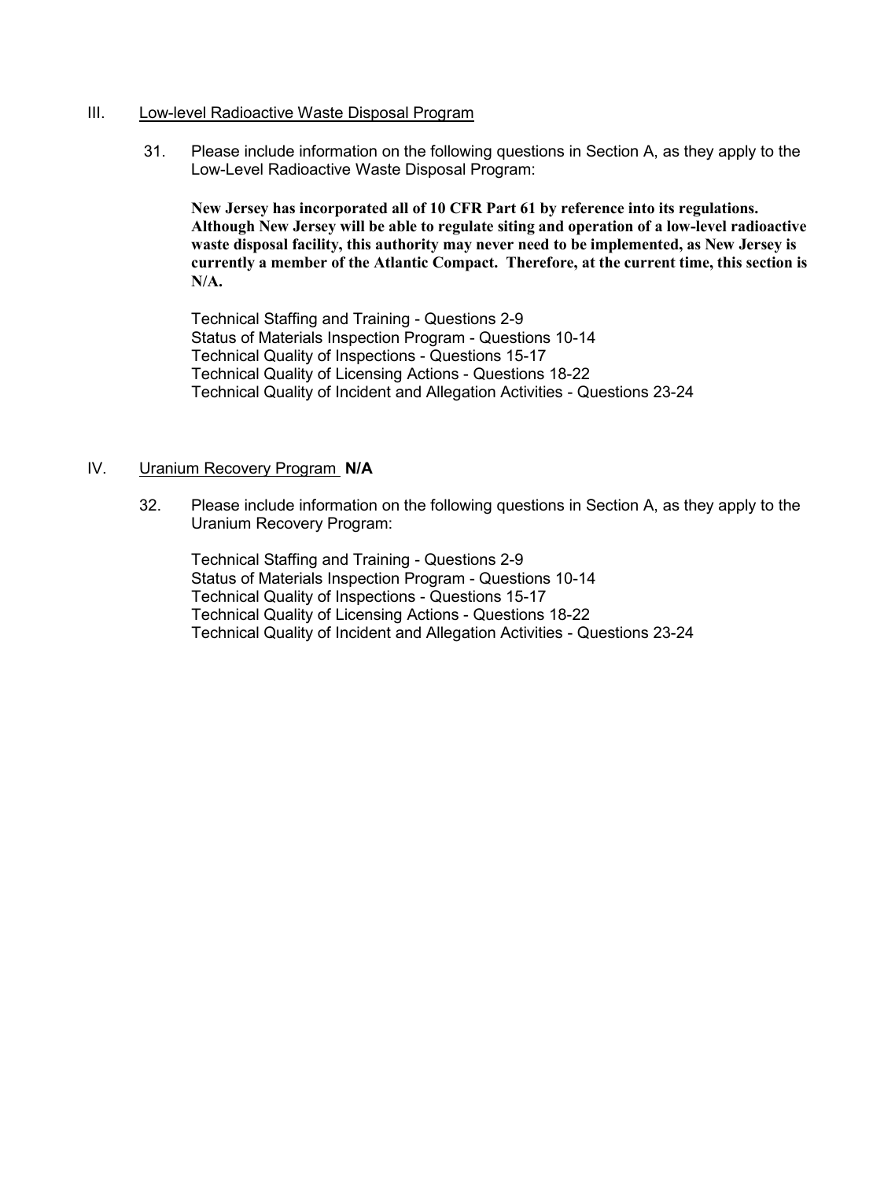## III. Low-level Radioactive Waste Disposal Program

31. Please include information on the following questions in Section A, as they apply to the Low-Level Radioactive Waste Disposal Program:

    **New Jersey has incorporated all of 10 CFR Part 61 by reference into its regulations. Although New Jersey will be able to regulate siting and operation of a low-level radioactive waste disposal facility, this authority may never need to be implemented, as New Jersey is currently a member of the Atlantic Compact. Therefore, at the current time, this section is N/A.**

    Technical Staffing and Training - Questions 2-9
    Status of Materials Inspection Program - Questions 10-14
    Technical Quality of Inspections - Questions 15-17
    Technical Quality of Licensing Actions - Questions 18-22
    Technical Quality of Incident and Allegation Activities - Questions 23-24

## IV. Uranium Recovery Program **N/A**

32. Please include information on the following questions in Section A, as they apply to the Uranium Recovery Program:

    Technical Staffing and Training - Questions 2-9
    Status of Materials Inspection Program - Questions 10-14
    Technical Quality of Inspections - Questions 15-17
    Technical Quality of Licensing Actions - Questions 18-22
    Technical Quality of Incident and Allegation Activities - Questions 23-24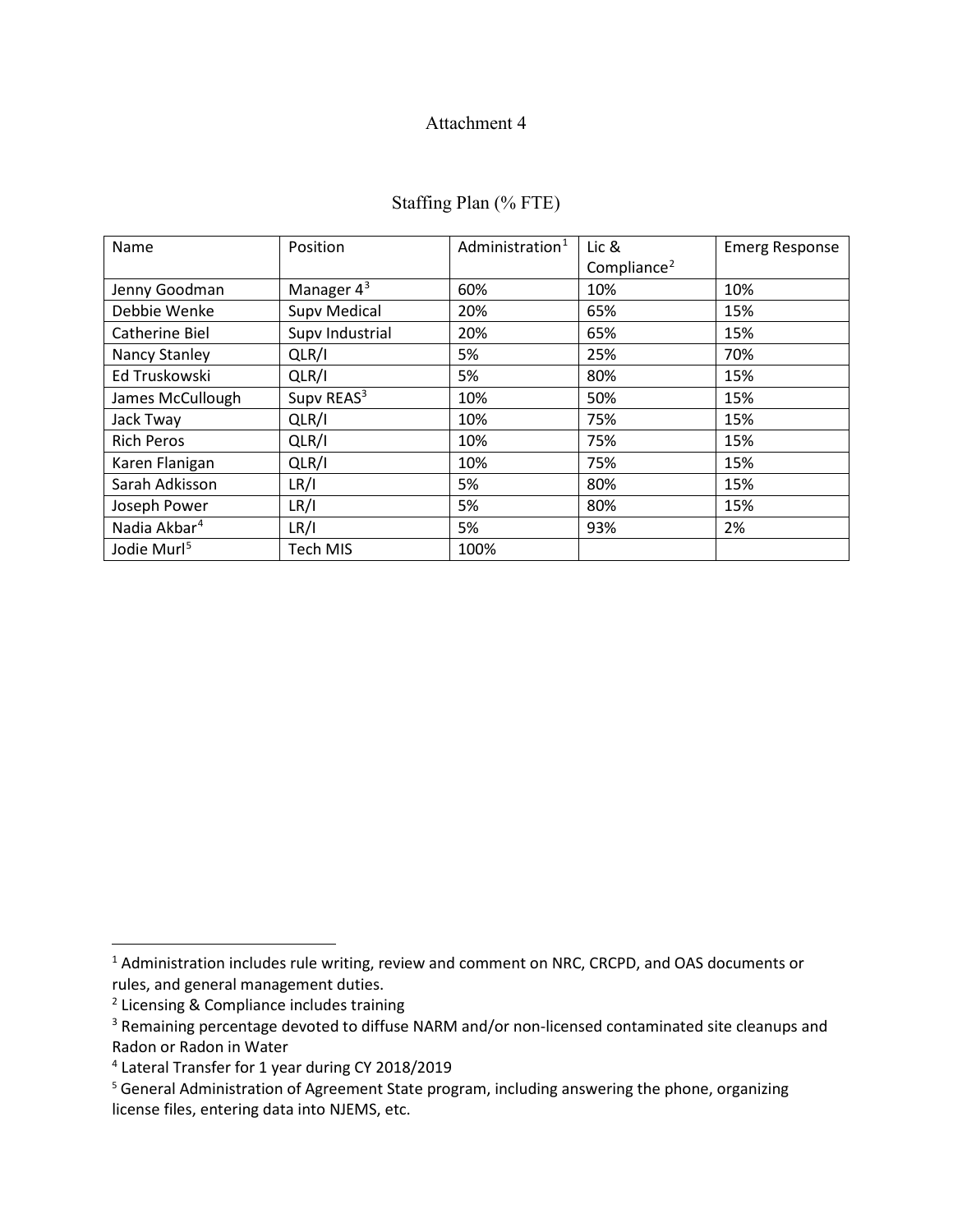Attachment 4

Staffing Plan (% FTE)

| Name | Position | Administration[1] | Lic & Compliance[2] | Emerg Response |
|---|---|---|---|---|
| Jenny Goodman | Manager 4[3] | 60% | 10% | 10% |
| Debbie Wenke | Supv Medical | 20% | 65% | 15% |
| Catherine Biel | Supv Industrial | 20% | 65% | 15% |
| Nancy Stanley | QLR/I | 5% | 25% | 70% |
| Ed Truskowski | QLR/I | 5% | 80% | 15% |
| James McCullough | Supv REAS[3] | 10% | 50% | 15% |
| Jack Tway | QLR/I | 10% | 75% | 15% |
| Rich Peros | QLR/I | 10% | 75% | 15% |
| Karen Flanigan | QLR/I | 10% | 75% | 15% |
| Sarah Adkisson | LR/I | 5% | 80% | 15% |
| Joseph Power | LR/I | 5% | 80% | 15% |
| Nadia Akbar[4] | LR/I | 5% | 93% | 2% |
| Jodie Murl[5] | Tech MIS | 100% | | |

[1] Administration includes rule writing, review and comment on NRC, CRCPD, and OAS documents or rules, and general management duties.

[2] Licensing & Compliance includes training

[3] Remaining percentage devoted to diffuse NARM and/or non-licensed contaminated site cleanups and Radon or Radon in Water

[4] Lateral Transfer for 1 year during CY 2018/2019

[5] General Administration of Agreement State program, including answering the phone, organizing license files, entering data into NJEMS, etc.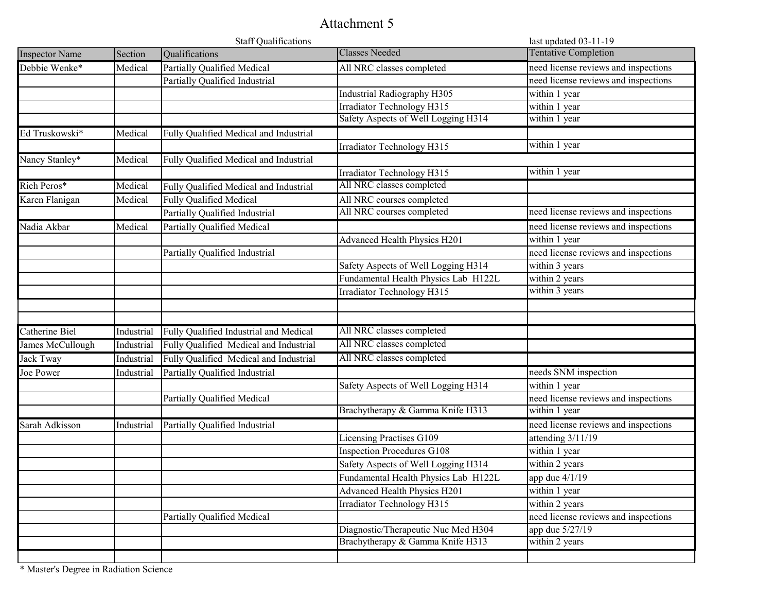# Attachment 5

Staff Qualifications

last updated 03-11-19

| Inspector Name | Section | Qualifications | Classes Needed | Tentative Completion |
|---|---|---|---|---|
| Debbie Wenke* | Medical | Partially Qualified Medical | All NRC classes completed | need license reviews and inspections |
| | | Partially Qualified Industrial | | need license reviews and inspections |
| | | | Industrial Radiography H305 | within 1 year |
| | | | Irradiator Technology H315 | within 1 year |
| | | | Safety Aspects of Well Logging H314 | within 1 year |
| Ed Truskowski* | Medical | Fully Qualified Medical and Industrial | | |
| | | | Irradiator Technology H315 | within 1 year |
| Nancy Stanley* | Medical | Fully Qualified Medical and Industrial | | |
| | | | Irradiator Technology H315 | within 1 year |
| Rich Peros* | Medical | Fully Qualified Medical and Industrial | All NRC classes completed | |
| Karen Flanigan | Medical | Fully Qualified Medical | All NRC courses completed | |
| | | Partially Qualified Industrial | All NRC courses completed | need license reviews and inspections |
| Nadia Akbar | Medical | Partially Qualified Medical | | need license reviews and inspections |
| | | | Advanced Health Physics H201 | within 1 year |
| | | Partially Qualified Industrial | | need license reviews and inspections |
| | | | Safety Aspects of Well Logging H314 | within 3 years |
| | | | Fundamental Health Physics Lab H122L | within 2 years |
| | | | Irradiator Technology H315 | within 3 years |
| | | | | |
| | | | | |
| Catherine Biel | Industrial | Fully Qualified Industrial and Medical | All NRC classes completed | |
| James McCullough | Industrial | Fully Qualified Medical and Industrial | All NRC classes completed | |
| Jack Tway | Industrial | Fully Qualified Medical and Industrial | All NRC classes completed | |
| Joe Power | Industrial | Partially Qualified Industrial | | needs SNM inspection |
| | | | Safety Aspects of Well Logging H314 | within 1 year |
| | | Partially Qualified Medical | | need license reviews and inspections |
| | | | Brachytherapy & Gamma Knife H313 | within 1 year |
| Sarah Adkisson | Industrial | Partially Qualified Industrial | | need license reviews and inspections |
| | | | Licensing Practises G109 | attending 3/11/19 |
| | | | Inspection Procedures G108 | within 1 year |
| | | | Safety Aspects of Well Logging H314 | within 2 years |
| | | | Fundamental Health Physics Lab H122L | app due 4/1/19 |
| | | | Advanced Health Physics H201 | within 1 year |
| | | | Irradiator Technology H315 | within 2 years |
| | | Partially Qualified Medical | | need license reviews and inspections |
| | | | Diagnostic/Therapeutic Nuc Med H304 | app due 5/27/19 |
| | | | Brachytherapy & Gamma Knife H313 | within 2 years |
| | | | | |

* Master's Degree in Radiation Science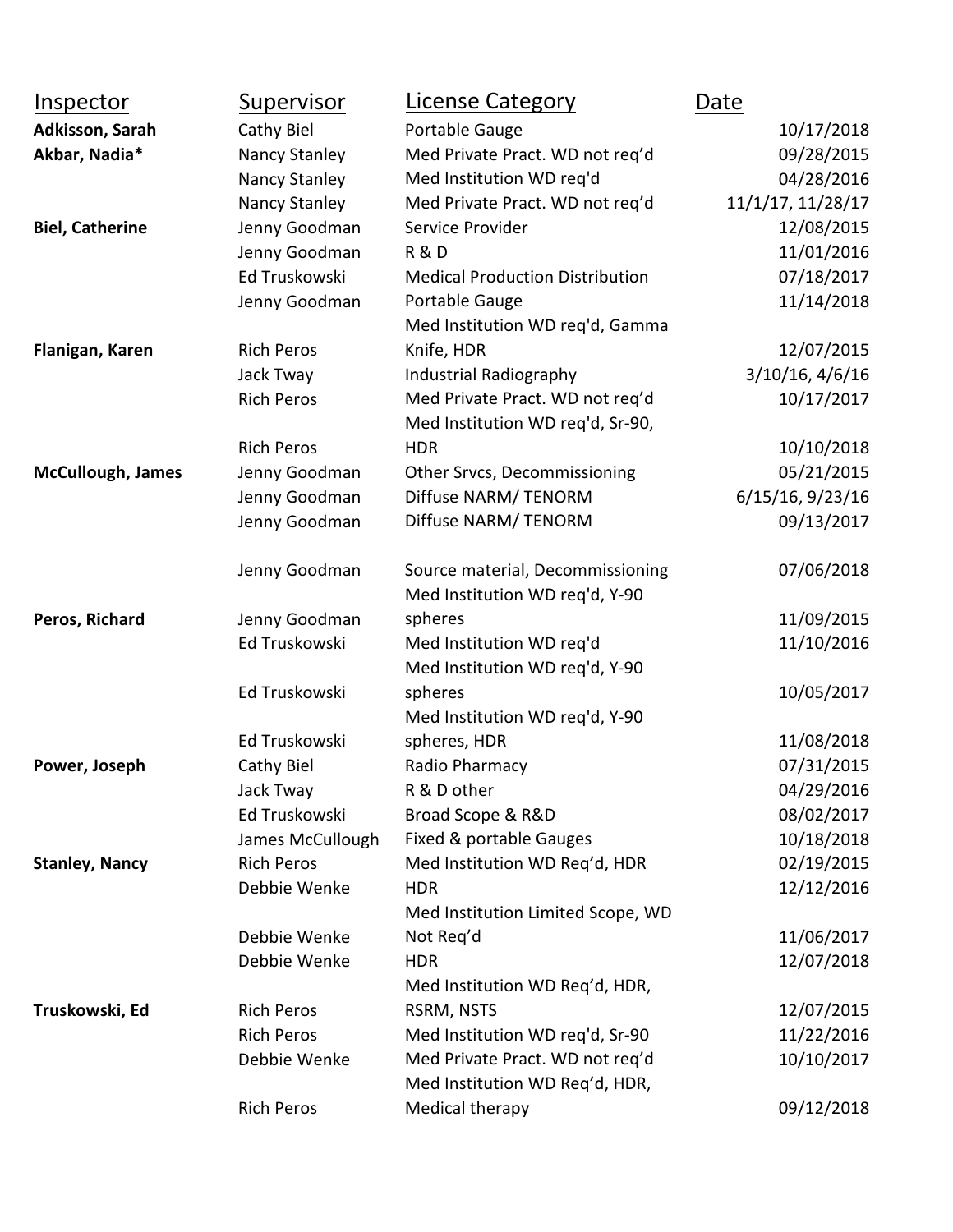| Inspector | Supervisor | License Category | Date |
|---|---|---|---|
| **Adkisson, Sarah** | Cathy Biel | Portable Gauge | 10/17/2018 |
| **Akbar, Nadia*** | Nancy Stanley | Med Private Pract. WD not req'd | 09/28/2015 |
| | Nancy Stanley | Med Institution WD req'd | 04/28/2016 |
| | Nancy Stanley | Med Private Pract. WD not req'd | 11/1/17, 11/28/17 |
| **Biel, Catherine** | Jenny Goodman | Service Provider | 12/08/2015 |
| | Jenny Goodman | R & D | 11/01/2016 |
| | Ed Truskowski | Medical Production Distribution | 07/18/2017 |
| | Jenny Goodman | Portable Gauge | 11/14/2018 |
| **Flanigan, Karen** | Rich Peros | Med Institution WD req'd, Gamma Knife, HDR | 12/07/2015 |
| | Jack Tway | Industrial Radiography | 3/10/16, 4/6/16 |
| | Rich Peros | Med Private Pract. WD not req'd | 10/17/2017 |
| | Rich Peros | Med Institution WD req'd, Sr-90, HDR | 10/10/2018 |
| **McCullough, James** | Jenny Goodman | Other Srvcs, Decommissioning | 05/21/2015 |
| | Jenny Goodman | Diffuse NARM/ TENORM | 6/15/16, 9/23/16 |
| | Jenny Goodman | Diffuse NARM/ TENORM | 09/13/2017 |
| | Jenny Goodman | Source material, Decommissioning | 07/06/2018 |
| **Peros, Richard** | Jenny Goodman | Med Institution WD req'd, Y-90 spheres | 11/09/2015 |
| | Ed Truskowski | Med Institution WD req'd | 11/10/2016 |
| | Ed Truskowski | Med Institution WD req'd, Y-90 spheres | 10/05/2017 |
| | Ed Truskowski | Med Institution WD req'd, Y-90 spheres, HDR | 11/08/2018 |
| **Power, Joseph** | Cathy Biel | Radio Pharmacy | 07/31/2015 |
| | Jack Tway | R & D other | 04/29/2016 |
| | Ed Truskowski | Broad Scope & R&D | 08/02/2017 |
| | James McCullough | Fixed & portable Gauges | 10/18/2018 |
| **Stanley, Nancy** | Rich Peros | Med Institution WD Req'd, HDR | 02/19/2015 |
| | Debbie Wenke | HDR | 12/12/2016 |
| | Debbie Wenke | Med Institution Limited Scope, WD Not Req'd | 11/06/2017 |
| | Debbie Wenke | HDR | 12/07/2018 |
| **Truskowski, Ed** | Rich Peros | Med Institution WD Req'd, HDR, RSRM, NSTS | 12/07/2015 |
| | Rich Peros | Med Institution WD req'd, Sr-90 | 11/22/2016 |
| | Debbie Wenke | Med Private Pract. WD not req'd | 10/10/2017 |
| | Rich Peros | Med Institution WD Req'd, HDR, Medical therapy | 09/12/2018 |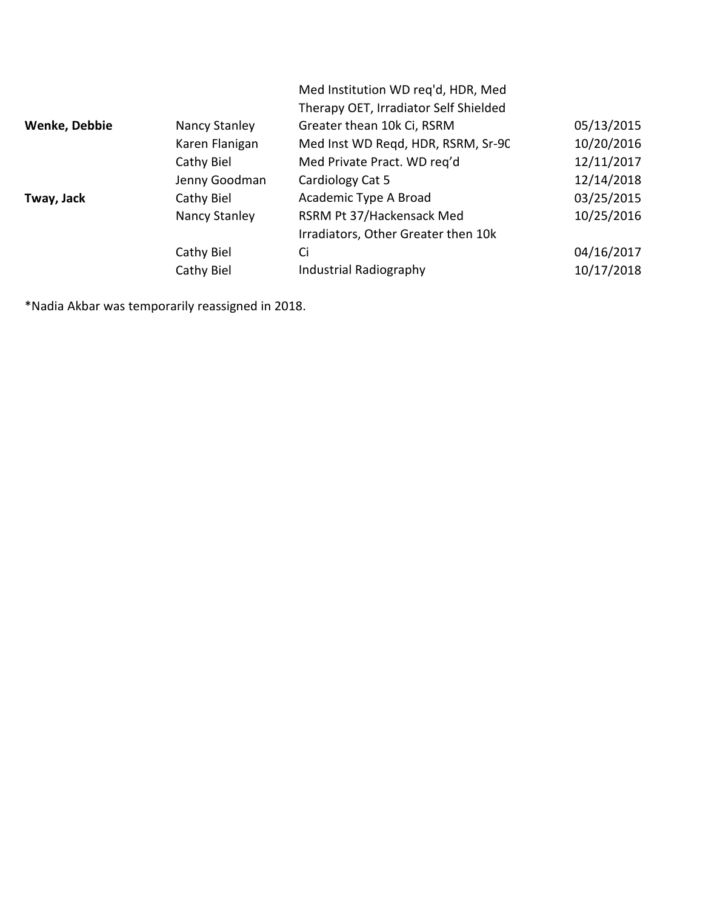| | | | |
|---|---|---|---|
| **Wenke, Debbie** | Nancy Stanley | Med Institution WD req'd, HDR, Med Therapy OET, Irradiator Self Shielded Greater thean 10k Ci, RSRM | 05/13/2015 |
| | Karen Flanigan | Med Inst WD Reqd, HDR, RSRM, Sr-90 | 10/20/2016 |
| | Cathy Biel | Med Private Pract. WD req'd | 12/11/2017 |
| | Jenny Goodman | Cardiology Cat 5 | 12/14/2018 |
| **Tway, Jack** | Cathy Biel | Academic Type A Broad | 03/25/2015 |
| | Nancy Stanley | RSRM Pt 37/Hackensack Med | 10/25/2016 |
| | Cathy Biel | Irradiators, Other Greater then 10k Ci | 04/16/2017 |
| | Cathy Biel | Industrial Radiography | 10/17/2018 |

*Nadia Akbar was temporarily reassigned in 2018.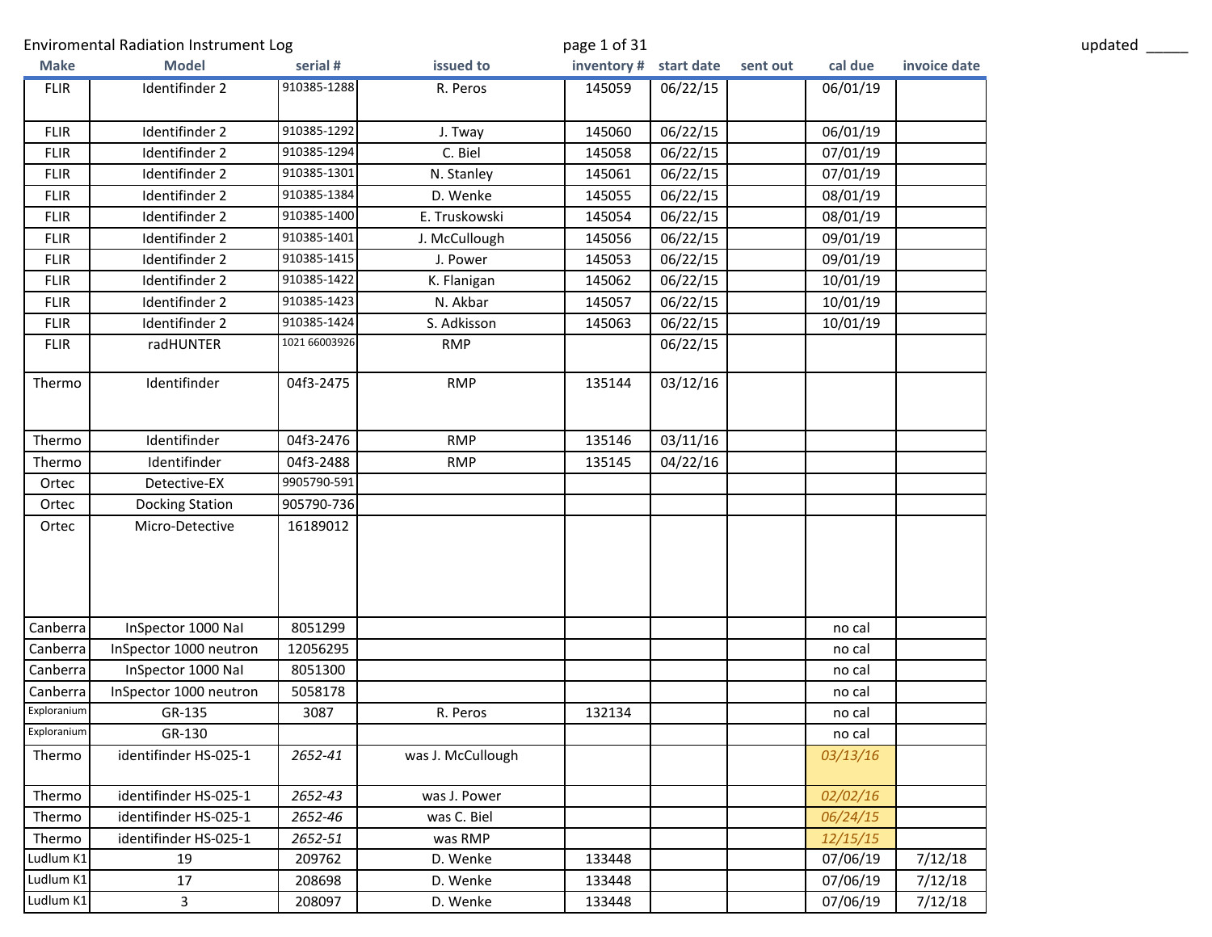Enviromental Radiation Instrument Log

updated _____

| Make | Model | serial # | issued to | inventory # | start date | sent out | cal due | invoice date |
|---|---|---|---|---|---|---|---|---|
| FLIR | Identifinder 2 | 910385-1288 | R. Peros | 145059 | 06/22/15 | | 06/01/19 | |
| FLIR | Identifinder 2 | 910385-1292 | J. Tway | 145060 | 06/22/15 | | 06/01/19 | |
| FLIR | Identifinder 2 | 910385-1294 | C. Biel | 145058 | 06/22/15 | | 07/01/19 | |
| FLIR | Identifinder 2 | 910385-1301 | N. Stanley | 145061 | 06/22/15 | | 07/01/19 | |
| FLIR | Identifinder 2 | 910385-1384 | D. Wenke | 145055 | 06/22/15 | | 08/01/19 | |
| FLIR | Identifinder 2 | 910385-1400 | E. Truskowski | 145054 | 06/22/15 | | 08/01/19 | |
| FLIR | Identifinder 2 | 910385-1401 | J. McCullough | 145056 | 06/22/15 | | 09/01/19 | |
| FLIR | Identifinder 2 | 910385-1415 | J. Power | 145053 | 06/22/15 | | 09/01/19 | |
| FLIR | Identifinder 2 | 910385-1422 | K. Flanigan | 145062 | 06/22/15 | | 10/01/19 | |
| FLIR | Identifinder 2 | 910385-1423 | N. Akbar | 145057 | 06/22/15 | | 10/01/19 | |
| FLIR | Identifinder 2 | 910385-1424 | S. Adkisson | 145063 | 06/22/15 | | 10/01/19 | |
| FLIR | radHUNTER | 1021 66003926 | RMP | | 06/22/15 | | | |
| Thermo | Identifinder | 04f3-2475 | RMP | 135144 | 03/12/16 | | | |
| Thermo | Identifinder | 04f3-2476 | RMP | 135146 | 03/11/16 | | | |
| Thermo | Identifinder | 04f3-2488 | RMP | 135145 | 04/22/16 | | | |
| Ortec | Detective-EX | 9905790-591 | | | | | | |
| Ortec | Docking Station | 905790-736 | | | | | | |
| Ortec | Micro-Detective | 16189012 | | | | | | |
| Canberra | InSpector 1000 NaI | 8051299 | | | | | no cal | |
| Canberra | InSpector 1000 neutron | 12056295 | | | | | no cal | |
| Canberra | InSpector 1000 NaI | 8051300 | | | | | no cal | |
| Canberra | InSpector 1000 neutron | 5058178 | | | | | no cal | |
| Exploranium | GR-135 | 3087 | R. Peros | 132134 | | | no cal | |
| Exploranium | GR-130 | | | | | | no cal | |
| Thermo | identifinder HS-025-1 | *2652-41* | was J. McCullough | | | | *03/13/16* | |
| Thermo | identifinder HS-025-1 | *2652-43* | was J. Power | | | | *02/02/16* | |
| Thermo | identifinder HS-025-1 | *2652-46* | was C. Biel | | | | *06/24/15* | |
| Thermo | identifinder HS-025-1 | *2652-51* | was RMP | | | | *12/15/15* | |
| Ludlum K1 | 19 | 209762 | D. Wenke | 133448 | | | 07/06/19 | 7/12/18 |
| Ludlum K1 | 17 | 208698 | D. Wenke | 133448 | | | 07/06/19 | 7/12/18 |
| Ludlum K1 | 3 | 208097 | D. Wenke | 133448 | | | 07/06/19 | 7/12/18 |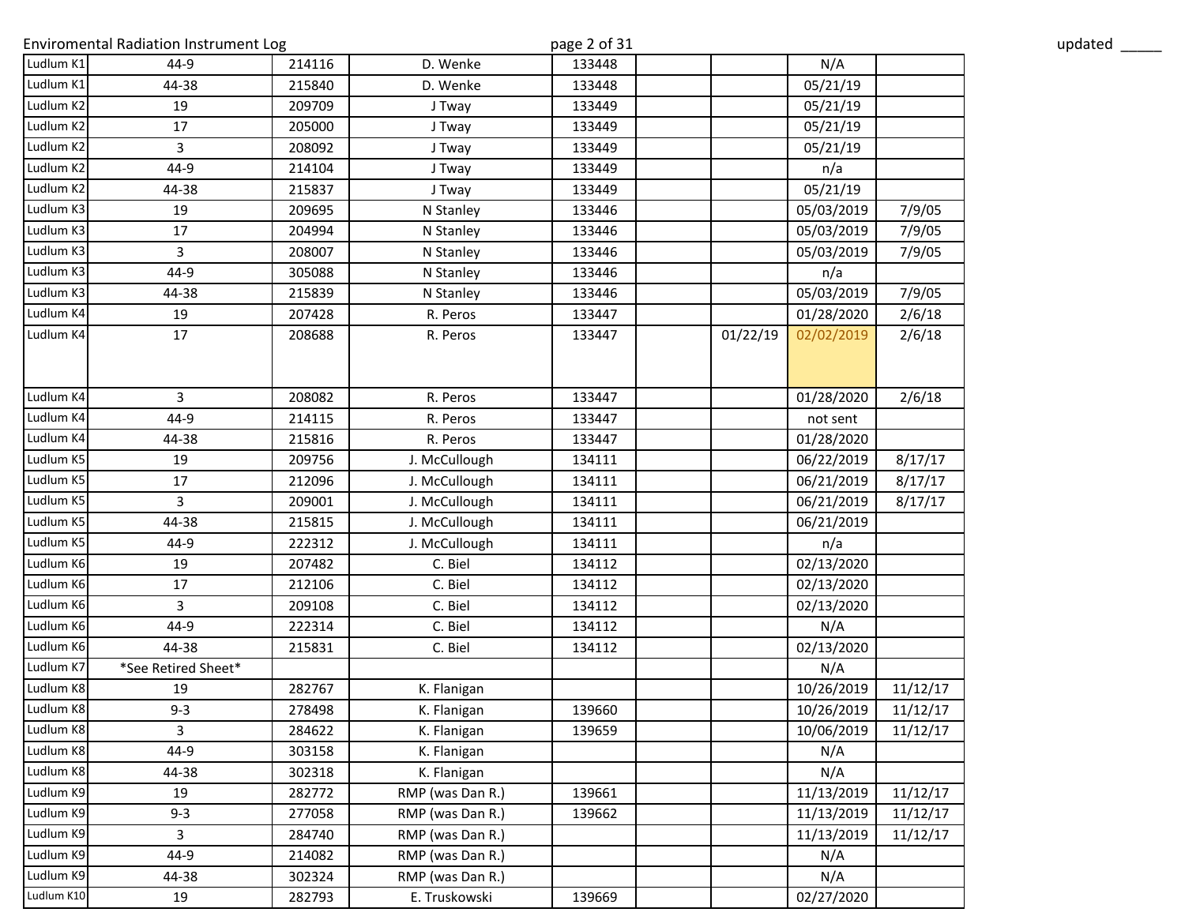Enviromental Radiation Instrument Log

updated _____

| | | | | | | | | |
|---|---|---|---|---|---|---|---|---|
| Ludlum K1 | 44-9 | 214116 | D. Wenke | 133448 | | | N/A | |
| Ludlum K1 | 44-38 | 215840 | D. Wenke | 133448 | | | 05/21/19 | |
| Ludlum K2 | 19 | 209709 | J Tway | 133449 | | | 05/21/19 | |
| Ludlum K2 | 17 | 205000 | J Tway | 133449 | | | 05/21/19 | |
| Ludlum K2 | 3 | 208092 | J Tway | 133449 | | | 05/21/19 | |
| Ludlum K2 | 44-9 | 214104 | J Tway | 133449 | | | n/a | |
| Ludlum K2 | 44-38 | 215837 | J Tway | 133449 | | | 05/21/19 | |
| Ludlum K3 | 19 | 209695 | N Stanley | 133446 | | | 05/03/2019 | 7/9/05 |
| Ludlum K3 | 17 | 204994 | N Stanley | 133446 | | | 05/03/2019 | 7/9/05 |
| Ludlum K3 | 3 | 208007 | N Stanley | 133446 | | | 05/03/2019 | 7/9/05 |
| Ludlum K3 | 44-9 | 305088 | N Stanley | 133446 | | | n/a | |
| Ludlum K3 | 44-38 | 215839 | N Stanley | 133446 | | | 05/03/2019 | 7/9/05 |
| Ludlum K4 | 19 | 207428 | R. Peros | 133447 | | | 01/28/2020 | 2/6/18 |
| Ludlum K4 | 17 | 208688 | R. Peros | 133447 | | 01/22/19 | 02/02/2019 | 2/6/18 |
| Ludlum K4 | 3 | 208082 | R. Peros | 133447 | | | 01/28/2020 | 2/6/18 |
| Ludlum K4 | 44-9 | 214115 | R. Peros | 133447 | | | not sent | |
| Ludlum K4 | 44-38 | 215816 | R. Peros | 133447 | | | 01/28/2020 | |
| Ludlum K5 | 19 | 209756 | J. McCullough | 134111 | | | 06/22/2019 | 8/17/17 |
| Ludlum K5 | 17 | 212096 | J. McCullough | 134111 | | | 06/21/2019 | 8/17/17 |
| Ludlum K5 | 3 | 209001 | J. McCullough | 134111 | | | 06/21/2019 | 8/17/17 |
| Ludlum K5 | 44-38 | 215815 | J. McCullough | 134111 | | | 06/21/2019 | |
| Ludlum K5 | 44-9 | 222312 | J. McCullough | 134111 | | | n/a | |
| Ludlum K6 | 19 | 207482 | C. Biel | 134112 | | | 02/13/2020 | |
| Ludlum K6 | 17 | 212106 | C. Biel | 134112 | | | 02/13/2020 | |
| Ludlum K6 | 3 | 209108 | C. Biel | 134112 | | | 02/13/2020 | |
| Ludlum K6 | 44-9 | 222314 | C. Biel | 134112 | | | N/A | |
| Ludlum K6 | 44-38 | 215831 | C. Biel | 134112 | | | 02/13/2020 | |
| Ludlum K7 | *See Retired Sheet* | | | | | | N/A | |
| Ludlum K8 | 19 | 282767 | K. Flanigan | | | | 10/26/2019 | 11/12/17 |
| Ludlum K8 | 9-3 | 278498 | K. Flanigan | 139660 | | | 10/26/2019 | 11/12/17 |
| Ludlum K8 | 3 | 284622 | K. Flanigan | 139659 | | | 10/06/2019 | 11/12/17 |
| Ludlum K8 | 44-9 | 303158 | K. Flanigan | | | | N/A | |
| Ludlum K8 | 44-38 | 302318 | K. Flanigan | | | | N/A | |
| Ludlum K9 | 19 | 282772 | RMP (was Dan R.) | 139661 | | | 11/13/2019 | 11/12/17 |
| Ludlum K9 | 9-3 | 277058 | RMP (was Dan R.) | 139662 | | | 11/13/2019 | 11/12/17 |
| Ludlum K9 | 3 | 284740 | RMP (was Dan R.) | | | | 11/13/2019 | 11/12/17 |
| Ludlum K9 | 44-9 | 214082 | RMP (was Dan R.) | | | | N/A | |
| Ludlum K9 | 44-38 | 302324 | RMP (was Dan R.) | | | | N/A | |
| Ludlum K10 | 19 | 282793 | E. Truskowski | 139669 | | | 02/27/2020 | |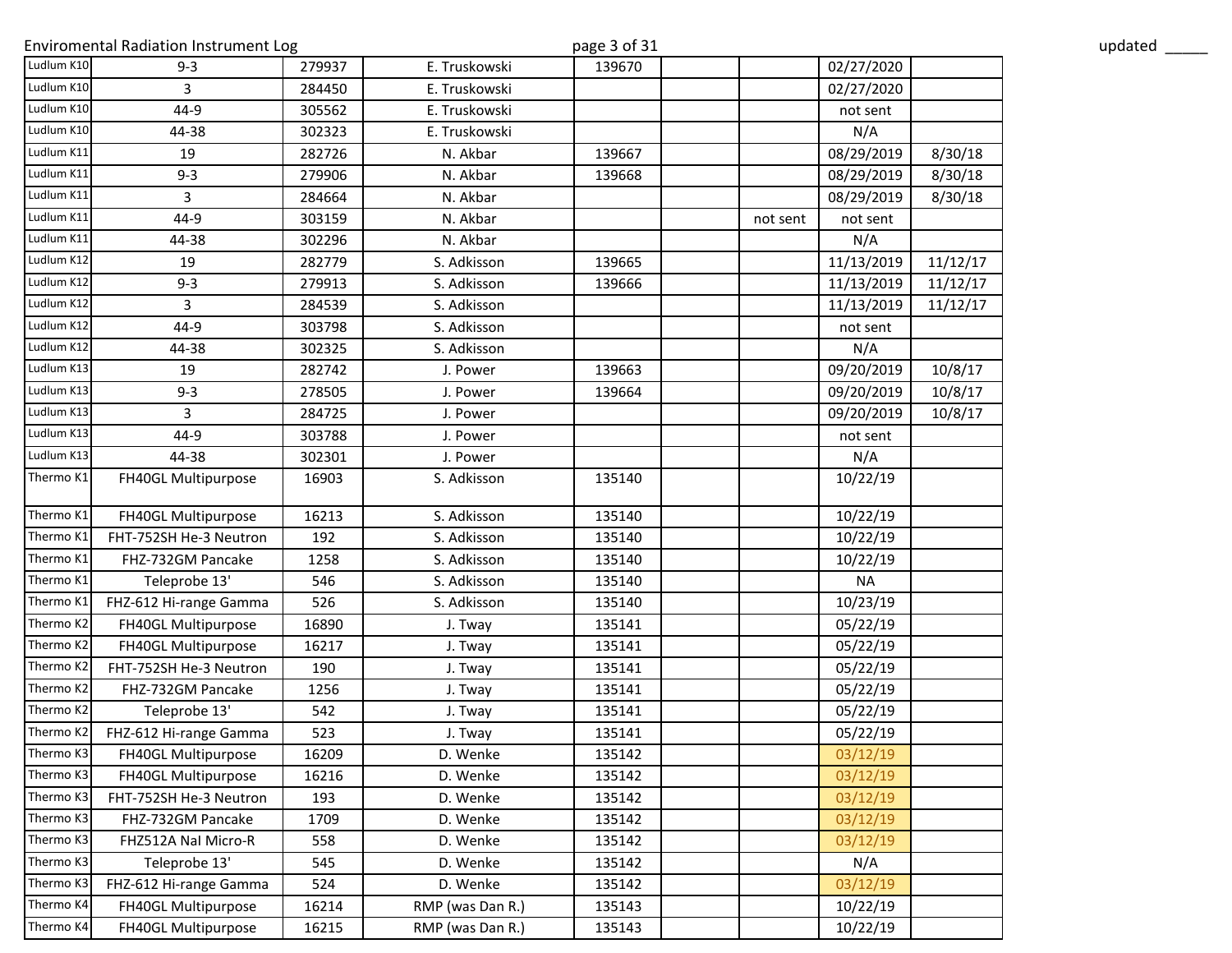| | | | | | | | | |
|---|---|---|---|---|---|---|---|---|
| Ludlum K10 | 9-3 | 279937 | E. Truskowski | 139670 | | | 02/27/2020 | |
| Ludlum K10 | 3 | 284450 | E. Truskowski | | | | 02/27/2020 | |
| Ludlum K10 | 44-9 | 305562 | E. Truskowski | | | | not sent | |
| Ludlum K10 | 44-38 | 302323 | E. Truskowski | | | | N/A | |
| Ludlum K11 | 19 | 282726 | N. Akbar | 139667 | | | 08/29/2019 | 8/30/18 |
| Ludlum K11 | 9-3 | 279906 | N. Akbar | 139668 | | | 08/29/2019 | 8/30/18 |
| Ludlum K11 | 3 | 284664 | N. Akbar | | | | 08/29/2019 | 8/30/18 |
| Ludlum K11 | 44-9 | 303159 | N. Akbar | | | not sent | not sent | |
| Ludlum K11 | 44-38 | 302296 | N. Akbar | | | | N/A | |
| Ludlum K12 | 19 | 282779 | S. Adkisson | 139665 | | | 11/13/2019 | 11/12/17 |
| Ludlum K12 | 9-3 | 279913 | S. Adkisson | 139666 | | | 11/13/2019 | 11/12/17 |
| Ludlum K12 | 3 | 284539 | S. Adkisson | | | | 11/13/2019 | 11/12/17 |
| Ludlum K12 | 44-9 | 303798 | S. Adkisson | | | | not sent | |
| Ludlum K12 | 44-38 | 302325 | S. Adkisson | | | | N/A | |
| Ludlum K13 | 19 | 282742 | J. Power | 139663 | | | 09/20/2019 | 10/8/17 |
| Ludlum K13 | 9-3 | 278505 | J. Power | 139664 | | | 09/20/2019 | 10/8/17 |
| Ludlum K13 | 3 | 284725 | J. Power | | | | 09/20/2019 | 10/8/17 |
| Ludlum K13 | 44-9 | 303788 | J. Power | | | | not sent | |
| Ludlum K13 | 44-38 | 302301 | J. Power | | | | N/A | |
| Thermo K1 | FH40GL Multipurpose | 16903 | S. Adkisson | 135140 | | | 10/22/19 | |
| Thermo K1 | FH40GL Multipurpose | 16213 | S. Adkisson | 135140 | | | 10/22/19 | |
| Thermo K1 | FHT-752SH He-3 Neutron | 192 | S. Adkisson | 135140 | | | 10/22/19 | |
| Thermo K1 | FHZ-732GM Pancake | 1258 | S. Adkisson | 135140 | | | 10/22/19 | |
| Thermo K1 | Teleprobe 13' | 546 | S. Adkisson | 135140 | | | NA | |
| Thermo K1 | FHZ-612 Hi-range Gamma | 526 | S. Adkisson | 135140 | | | 10/23/19 | |
| Thermo K2 | FH40GL Multipurpose | 16890 | J. Tway | 135141 | | | 05/22/19 | |
| Thermo K2 | FH40GL Multipurpose | 16217 | J. Tway | 135141 | | | 05/22/19 | |
| Thermo K2 | FHT-752SH He-3 Neutron | 190 | J. Tway | 135141 | | | 05/22/19 | |
| Thermo K2 | FHZ-732GM Pancake | 1256 | J. Tway | 135141 | | | 05/22/19 | |
| Thermo K2 | Teleprobe 13' | 542 | J. Tway | 135141 | | | 05/22/19 | |
| Thermo K2 | FHZ-612 Hi-range Gamma | 523 | J. Tway | 135141 | | | 05/22/19 | |
| Thermo K3 | FH40GL Multipurpose | 16209 | D. Wenke | 135142 | | | 03/12/19 | |
| Thermo K3 | FH40GL Multipurpose | 16216 | D. Wenke | 135142 | | | 03/12/19 | |
| Thermo K3 | FHT-752SH He-3 Neutron | 193 | D. Wenke | 135142 | | | 03/12/19 | |
| Thermo K3 | FHZ-732GM Pancake | 1709 | D. Wenke | 135142 | | | 03/12/19 | |
| Thermo K3 | FHZ512A NaI Micro-R | 558 | D. Wenke | 135142 | | | 03/12/19 | |
| Thermo K3 | Teleprobe 13' | 545 | D. Wenke | 135142 | | | N/A | |
| Thermo K3 | FHZ-612 Hi-range Gamma | 524 | D. Wenke | 135142 | | | 03/12/19 | |
| Thermo K4 | FH40GL Multipurpose | 16214 | RMP (was Dan R.) | 135143 | | | 10/22/19 | |
| Thermo K4 | FH40GL Multipurpose | 16215 | RMP (was Dan R.) | 135143 | | | 10/22/19 | |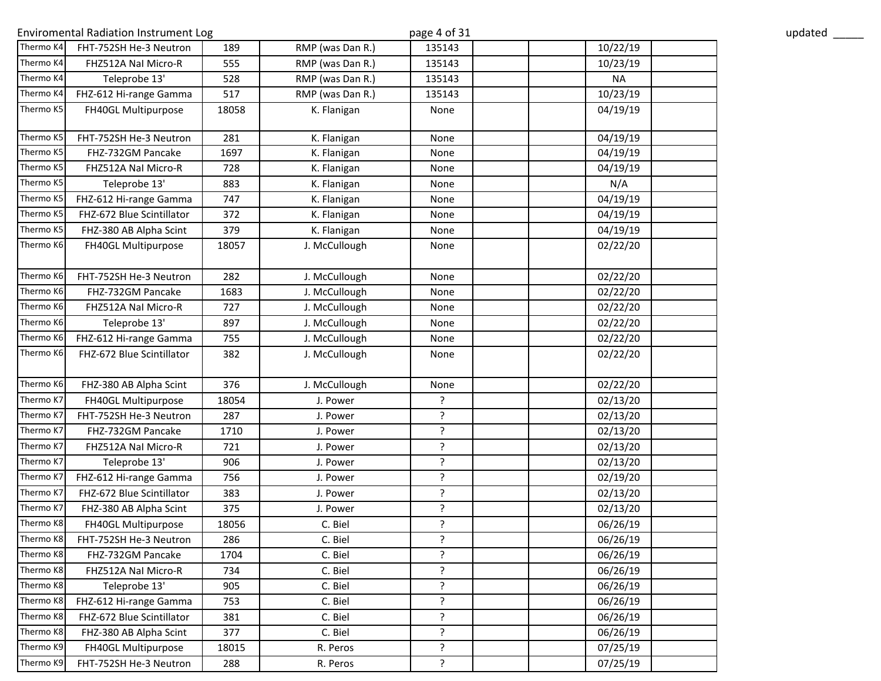Enviromental Radiation Instrument Log

updated _____

| | | | | | | | | |
|---|---|---|---|---|---|---|---|---|
| Thermo K4 | FHT-752SH He-3 Neutron | 189 | RMP (was Dan R.) | 135143 | | | 10/22/19 | |
| Thermo K4 | FHZ512A NaI Micro-R | 555 | RMP (was Dan R.) | 135143 | | | 10/23/19 | |
| Thermo K4 | Teleprobe 13' | 528 | RMP (was Dan R.) | 135143 | | | NA | |
| Thermo K4 | FHZ-612 Hi-range Gamma | 517 | RMP (was Dan R.) | 135143 | | | 10/23/19 | |
| Thermo K5 | FH40GL Multipurpose | 18058 | K. Flanigan | None | | | 04/19/19 | |
| Thermo K5 | FHT-752SH He-3 Neutron | 281 | K. Flanigan | None | | | 04/19/19 | |
| Thermo K5 | FHZ-732GM Pancake | 1697 | K. Flanigan | None | | | 04/19/19 | |
| Thermo K5 | FHZ512A NaI Micro-R | 728 | K. Flanigan | None | | | 04/19/19 | |
| Thermo K5 | Teleprobe 13' | 883 | K. Flanigan | None | | | N/A | |
| Thermo K5 | FHZ-612 Hi-range Gamma | 747 | K. Flanigan | None | | | 04/19/19 | |
| Thermo K5 | FHZ-672 Blue Scintillator | 372 | K. Flanigan | None | | | 04/19/19 | |
| Thermo K5 | FHZ-380 AB Alpha Scint | 379 | K. Flanigan | None | | | 04/19/19 | |
| Thermo K6 | FH40GL Multipurpose | 18057 | J. McCullough | None | | | 02/22/20 | |
| Thermo K6 | FHT-752SH He-3 Neutron | 282 | J. McCullough | None | | | 02/22/20 | |
| Thermo K6 | FHZ-732GM Pancake | 1683 | J. McCullough | None | | | 02/22/20 | |
| Thermo K6 | FHZ512A NaI Micro-R | 727 | J. McCullough | None | | | 02/22/20 | |
| Thermo K6 | Teleprobe 13' | 897 | J. McCullough | None | | | 02/22/20 | |
| Thermo K6 | FHZ-612 Hi-range Gamma | 755 | J. McCullough | None | | | 02/22/20 | |
| Thermo K6 | FHZ-672 Blue Scintillator | 382 | J. McCullough | None | | | 02/22/20 | |
| Thermo K6 | FHZ-380 AB Alpha Scint | 376 | J. McCullough | None | | | 02/22/20 | |
| Thermo K7 | FH40GL Multipurpose | 18054 | J. Power | ? | | | 02/13/20 | |
| Thermo K7 | FHT-752SH He-3 Neutron | 287 | J. Power | ? | | | 02/13/20 | |
| Thermo K7 | FHZ-732GM Pancake | 1710 | J. Power | ? | | | 02/13/20 | |
| Thermo K7 | FHZ512A NaI Micro-R | 721 | J. Power | ? | | | 02/13/20 | |
| Thermo K7 | Teleprobe 13' | 906 | J. Power | ? | | | 02/13/20 | |
| Thermo K7 | FHZ-612 Hi-range Gamma | 756 | J. Power | ? | | | 02/19/20 | |
| Thermo K7 | FHZ-672 Blue Scintillator | 383 | J. Power | ? | | | 02/13/20 | |
| Thermo K7 | FHZ-380 AB Alpha Scint | 375 | J. Power | ? | | | 02/13/20 | |
| Thermo K8 | FH40GL Multipurpose | 18056 | C. Biel | ? | | | 06/26/19 | |
| Thermo K8 | FHT-752SH He-3 Neutron | 286 | C. Biel | ? | | | 06/26/19 | |
| Thermo K8 | FHZ-732GM Pancake | 1704 | C. Biel | ? | | | 06/26/19 | |
| Thermo K8 | FHZ512A NaI Micro-R | 734 | C. Biel | ? | | | 06/26/19 | |
| Thermo K8 | Teleprobe 13' | 905 | C. Biel | ? | | | 06/26/19 | |
| Thermo K8 | FHZ-612 Hi-range Gamma | 753 | C. Biel | ? | | | 06/26/19 | |
| Thermo K8 | FHZ-672 Blue Scintillator | 381 | C. Biel | ? | | | 06/26/19 | |
| Thermo K8 | FHZ-380 AB Alpha Scint | 377 | C. Biel | ? | | | 06/26/19 | |
| Thermo K9 | FH40GL Multipurpose | 18015 | R. Peros | ? | | | 07/25/19 | |
| Thermo K9 | FHT-752SH He-3 Neutron | 288 | R. Peros | ? | | | 07/25/19 | |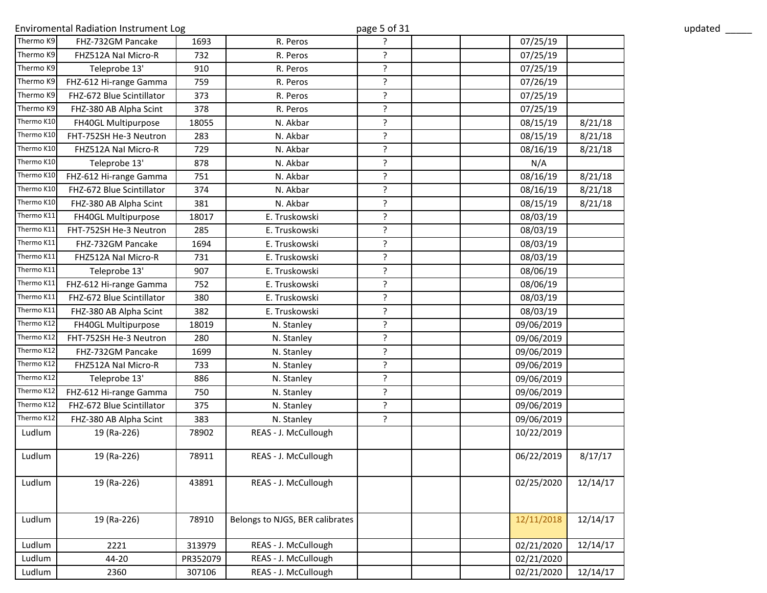Enviromental Radiation Instrument Log

updated _____

| | | | | | | | | |
|---|---|---|---|---|---|---|---|---|
| Thermo K9 | FHZ-732GM Pancake | 1693 | R. Peros | ? | | | 07/25/19 | |
| Thermo K9 | FHZ512A NaI Micro-R | 732 | R. Peros | ? | | | 07/25/19 | |
| Thermo K9 | Teleprobe 13' | 910 | R. Peros | ? | | | 07/25/19 | |
| Thermo K9 | FHZ-612 Hi-range Gamma | 759 | R. Peros | ? | | | 07/26/19 | |
| Thermo K9 | FHZ-672 Blue Scintillator | 373 | R. Peros | ? | | | 07/25/19 | |
| Thermo K9 | FHZ-380 AB Alpha Scint | 378 | R. Peros | ? | | | 07/25/19 | |
| Thermo K10 | FH40GL Multipurpose | 18055 | N. Akbar | ? | | | 08/15/19 | 8/21/18 |
| Thermo K10 | FHT-752SH He-3 Neutron | 283 | N. Akbar | ? | | | 08/15/19 | 8/21/18 |
| Thermo K10 | FHZ512A NaI Micro-R | 729 | N. Akbar | ? | | | 08/16/19 | 8/21/18 |
| Thermo K10 | Teleprobe 13' | 878 | N. Akbar | ? | | | N/A | |
| Thermo K10 | FHZ-612 Hi-range Gamma | 751 | N. Akbar | ? | | | 08/16/19 | 8/21/18 |
| Thermo K10 | FHZ-672 Blue Scintillator | 374 | N. Akbar | ? | | | 08/16/19 | 8/21/18 |
| Thermo K10 | FHZ-380 AB Alpha Scint | 381 | N. Akbar | ? | | | 08/15/19 | 8/21/18 |
| Thermo K11 | FH40GL Multipurpose | 18017 | E. Truskowski | ? | | | 08/03/19 | |
| Thermo K11 | FHT-752SH He-3 Neutron | 285 | E. Truskowski | ? | | | 08/03/19 | |
| Thermo K11 | FHZ-732GM Pancake | 1694 | E. Truskowski | ? | | | 08/03/19 | |
| Thermo K11 | FHZ512A NaI Micro-R | 731 | E. Truskowski | ? | | | 08/03/19 | |
| Thermo K11 | Teleprobe 13' | 907 | E. Truskowski | ? | | | 08/06/19 | |
| Thermo K11 | FHZ-612 Hi-range Gamma | 752 | E. Truskowski | ? | | | 08/06/19 | |
| Thermo K11 | FHZ-672 Blue Scintillator | 380 | E. Truskowski | ? | | | 08/03/19 | |
| Thermo K11 | FHZ-380 AB Alpha Scint | 382 | E. Truskowski | ? | | | 08/03/19 | |
| Thermo K12 | FH40GL Multipurpose | 18019 | N. Stanley | ? | | | 09/06/2019 | |
| Thermo K12 | FHT-752SH He-3 Neutron | 280 | N. Stanley | ? | | | 09/06/2019 | |
| Thermo K12 | FHZ-732GM Pancake | 1699 | N. Stanley | ? | | | 09/06/2019 | |
| Thermo K12 | FHZ512A NaI Micro-R | 733 | N. Stanley | ? | | | 09/06/2019 | |
| Thermo K12 | Teleprobe 13' | 886 | N. Stanley | ? | | | 09/06/2019 | |
| Thermo K12 | FHZ-612 Hi-range Gamma | 750 | N. Stanley | ? | | | 09/06/2019 | |
| Thermo K12 | FHZ-672 Blue Scintillator | 375 | N. Stanley | ? | | | 09/06/2019 | |
| Thermo K12 | FHZ-380 AB Alpha Scint | 383 | N. Stanley | ? | | | 09/06/2019 | |
| Ludlum | 19 (Ra-226) | 78902 | REAS - J. McCullough | | | | 10/22/2019 | |
| Ludlum | 19 (Ra-226) | 78911 | REAS - J. McCullough | | | | 06/22/2019 | 8/17/17 |
| Ludlum | 19 (Ra-226) | 43891 | REAS - J. McCullough | | | | 02/25/2020 | 12/14/17 |
| Ludlum | 19 (Ra-226) | 78910 | Belongs to NJGS, BER calibrates | | | | 12/11/2018 | 12/14/17 |
| Ludlum | 2221 | 313979 | REAS - J. McCullough | | | | 02/21/2020 | 12/14/17 |
| Ludlum | 44-20 | PR352079 | REAS - J. McCullough | | | | 02/21/2020 | |
| Ludlum | 2360 | 307106 | REAS - J. McCullough | | | | 02/21/2020 | 12/14/17 |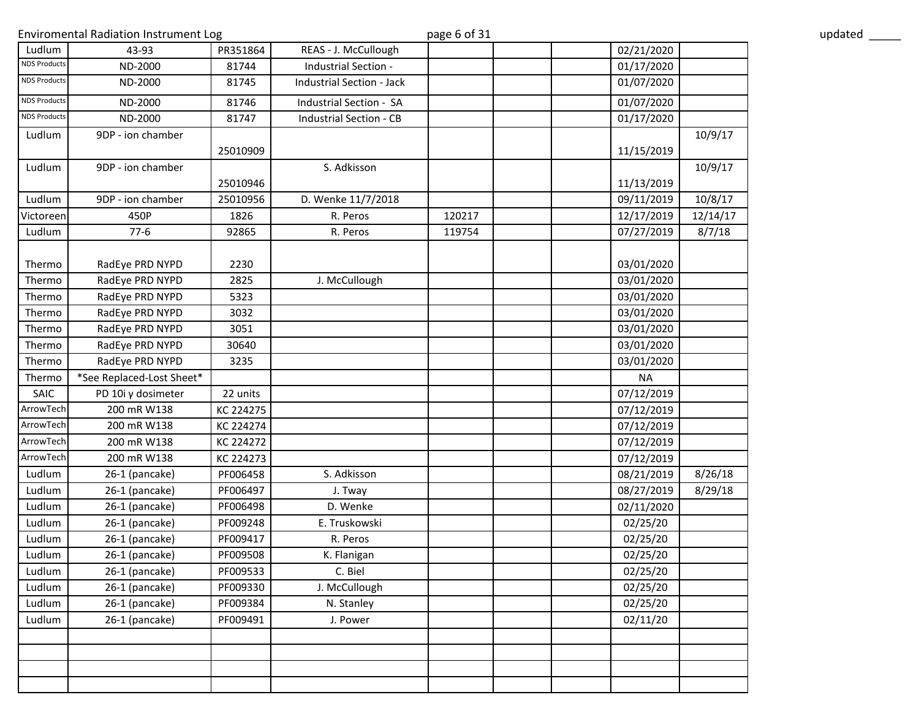Enviromental Radiation Instrument Log

updated _____

| | | | | | | | | |
|---|---|---|---|---|---|---|---|---|
| Ludlum | 43-93 | PR351864 | REAS - J. McCullough | | | | 02/21/2020 | |
| NDS Products | ND-2000 | 81744 | Industrial Section - | | | | 01/17/2020 | |
| NDS Products | ND-2000 | 81745 | Industrial Section - Jack | | | | 01/07/2020 | |
| NDS Products | ND-2000 | 81746 | Industrial Section - SA | | | | 01/07/2020 | |
| NDS Products | ND-2000 | 81747 | Industrial Section - CB | | | | 01/17/2020 | |
| Ludlum | 9DP - ion chamber | 25010909 | | | | | 11/15/2019 | 10/9/17 |
| Ludlum | 9DP - ion chamber | 25010946 | S. Adkisson | | | | 11/13/2019 | 10/9/17 |
| Ludlum | 9DP - ion chamber | 25010956 | D. Wenke 11/7/2018 | | | | 09/11/2019 | 10/8/17 |
| Victoreen | 450P | 1826 | R. Peros | 120217 | | | 12/17/2019 | 12/14/17 |
| Ludlum | 77-6 | 92865 | R. Peros | 119754 | | | 07/27/2019 | 8/7/18 |
| Thermo | RadEye PRD NYPD | 2230 | | | | | 03/01/2020 | |
| Thermo | RadEye PRD NYPD | 2825 | J. McCullough | | | | 03/01/2020 | |
| Thermo | RadEye PRD NYPD | 5323 | | | | | 03/01/2020 | |
| Thermo | RadEye PRD NYPD | 3032 | | | | | 03/01/2020 | |
| Thermo | RadEye PRD NYPD | 3051 | | | | | 03/01/2020 | |
| Thermo | RadEye PRD NYPD | 30640 | | | | | 03/01/2020 | |
| Thermo | RadEye PRD NYPD | 3235 | | | | | 03/01/2020 | |
| Thermo | *See Replaced-Lost Sheet* | | | | | | NA | |
| SAIC | PD 10i γ dosimeter | 22 units | | | | | 07/12/2019 | |
| ArrowTech | 200 mR W138 | KC 224275 | | | | | 07/12/2019 | |
| ArrowTech | 200 mR W138 | KC 224274 | | | | | 07/12/2019 | |
| ArrowTech | 200 mR W138 | KC 224272 | | | | | 07/12/2019 | |
| ArrowTech | 200 mR W138 | KC 224273 | | | | | 07/12/2019 | |
| Ludlum | 26-1 (pancake) | PF006458 | S. Adkisson | | | | 08/21/2019 | 8/26/18 |
| Ludlum | 26-1 (pancake) | PF006497 | J. Tway | | | | 08/27/2019 | 8/29/18 |
| Ludlum | 26-1 (pancake) | PF006498 | D. Wenke | | | | 02/11/2020 | |
| Ludlum | 26-1 (pancake) | PF009248 | E. Truskowski | | | | 02/25/20 | |
| Ludlum | 26-1 (pancake) | PF009417 | R. Peros | | | | 02/25/20 | |
| Ludlum | 26-1 (pancake) | PF009508 | K. Flanigan | | | | 02/25/20 | |
| Ludlum | 26-1 (pancake) | PF009533 | C. Biel | | | | 02/25/20 | |
| Ludlum | 26-1 (pancake) | PF009330 | J. McCullough | | | | 02/25/20 | |
| Ludlum | 26-1 (pancake) | PF009384 | N. Stanley | | | | 02/25/20 | |
| Ludlum | 26-1 (pancake) | PF009491 | J. Power | | | | 02/11/20 | |
| | | | | | | | | |
| | | | | | | | | |
| | | | | | | | | |
| | | | | | | | | |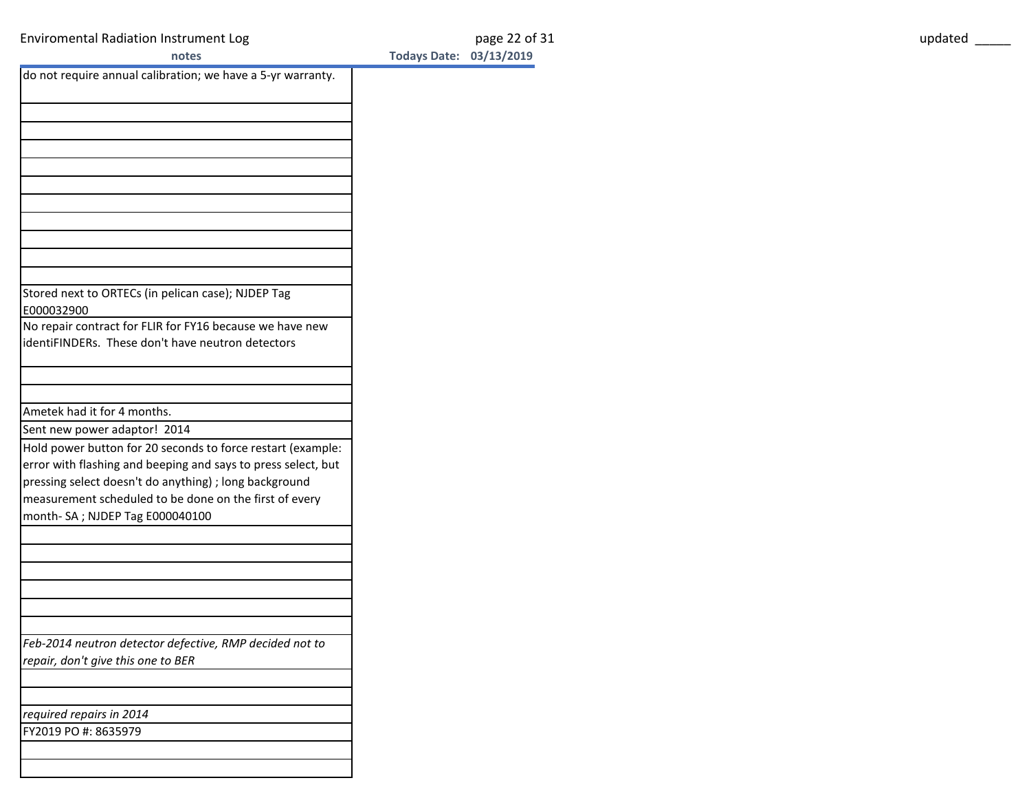| notes |
| --- |
| do not require annual calibration; we have a 5-yr warranty. |
| |
| |
| |
| |
| |
| |
| |
| |
| |
| |
| Stored next to ORTECs (in pelican case); NJDEP Tag E000032900 |
| No repair contract for FLIR for FY16 because we have new identiFINDERs. These don't have neutron detectors |
| |
| |
| Ametek had it for 4 months. |
| Sent new power adaptor! 2014 |
| Hold power button for 20 seconds to force restart (example: error with flashing and beeping and says to press select, but pressing select doesn't do anything) ; long background measurement scheduled to be done on the first of every month- SA ; NJDEP Tag E000040100 |
| |
| |
| |
| |
| |
| |
| *Feb-2014 neutron detector defective, RMP decided not to repair, don't give this one to BER* |
| |
| |
| *required repairs in 2014* |
| FY2019 PO #: 8635979 |
| |
| |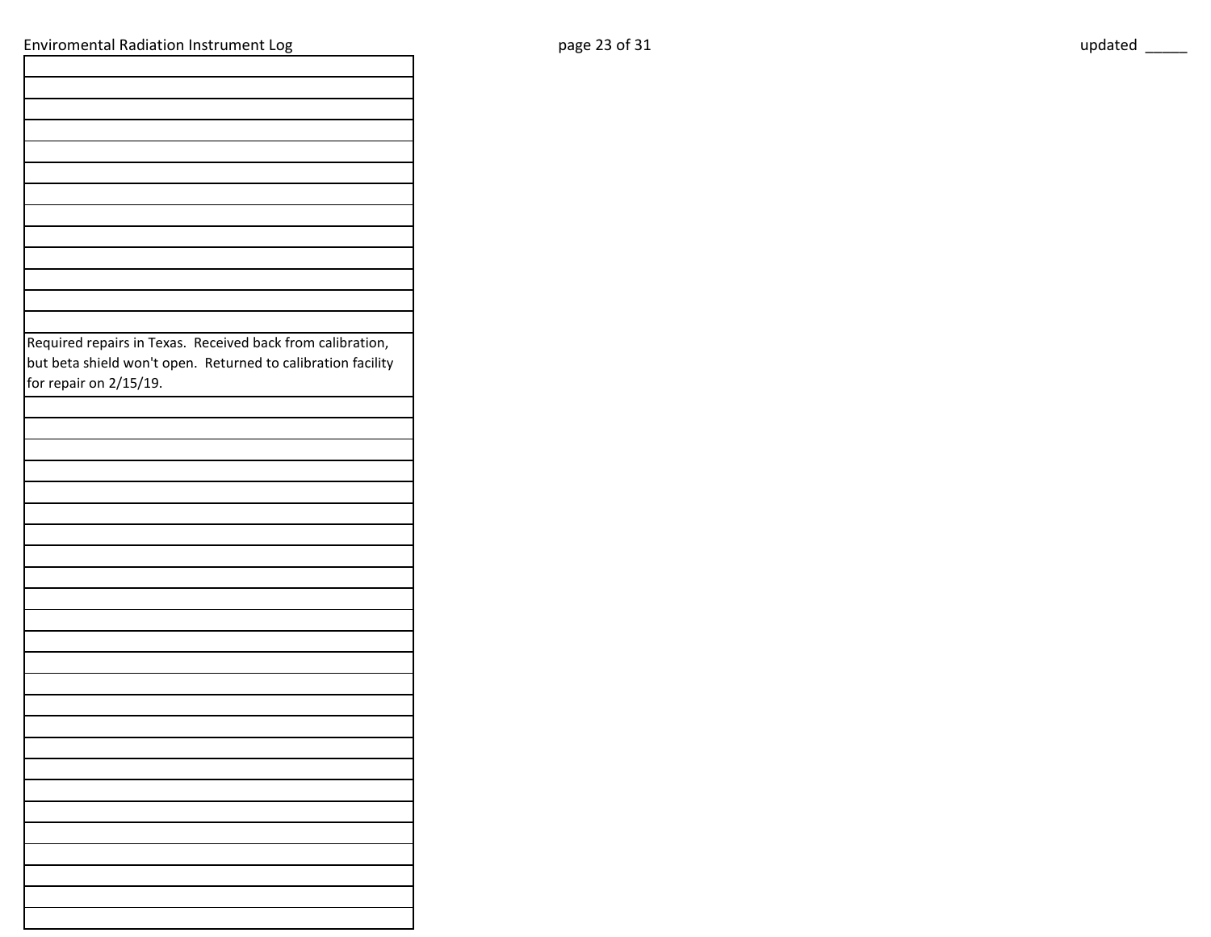| |
|---|
| Required repairs in Texas. Received back from calibration, but beta shield won't open. Returned to calibration facility for repair on 2/15/19. |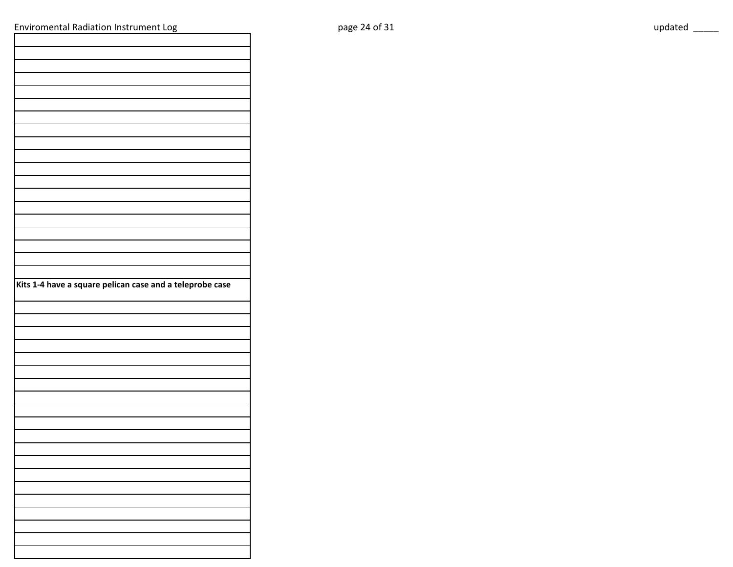| |
|---|
| |
| |
| |
| |
| |
| |
| |
| |
| |
| |
| |
| |
| |
| |
| |
| |
| |
| |
| **Kits 1-4 have a square pelican case and a teleprobe case** |
| |
| |
| |
| |
| |
| |
| |
| |
| |
| |
| |
| |
| |
| |
| |
| |
| |
| |
| |
| |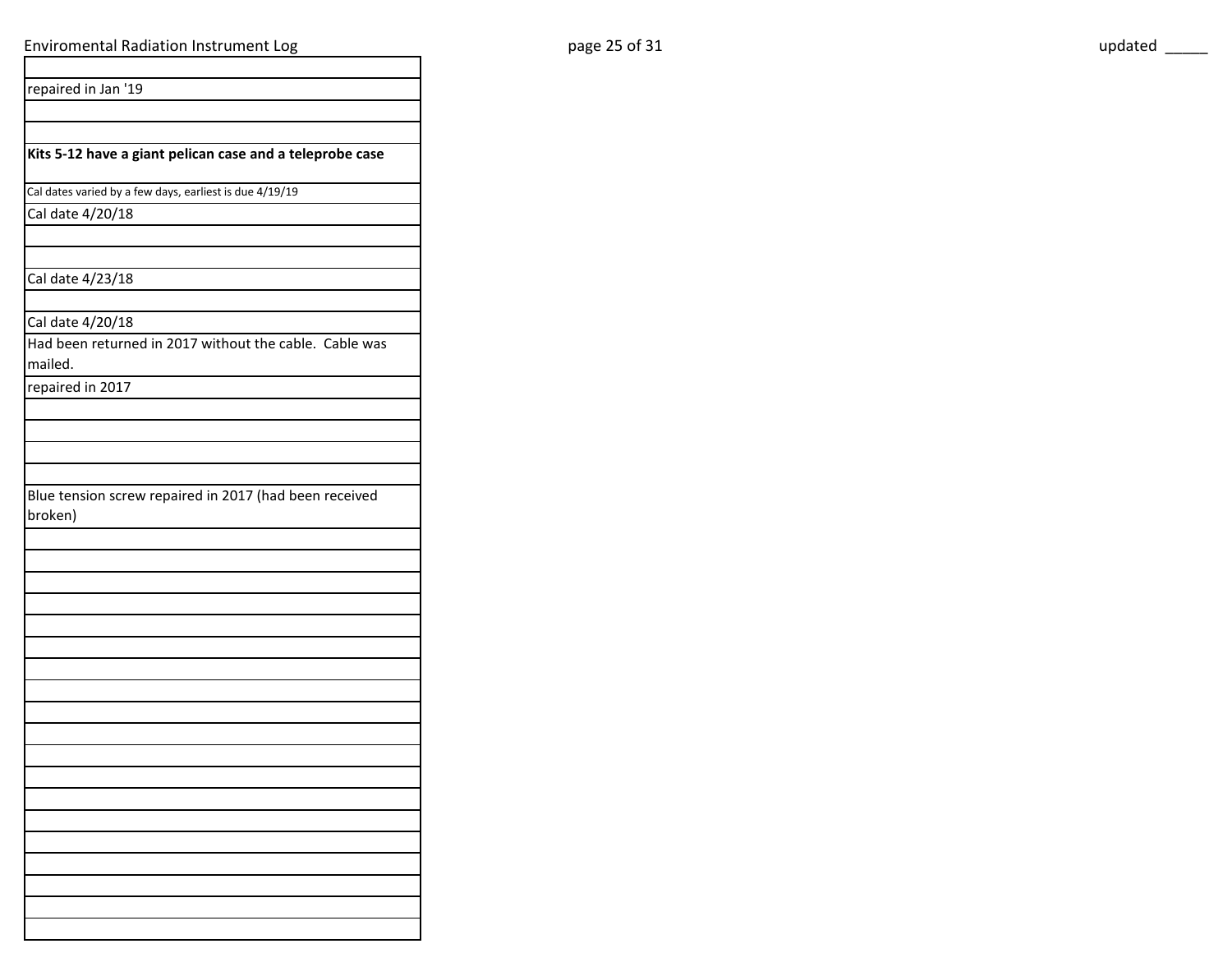| |
|---|
| repaired in Jan '19 |
| |
| |
| **Kits 5-12 have a giant pelican case and a teleprobe case** |
| Cal dates varied by a few days, earliest is due 4/19/19 |
| Cal date 4/20/18 |
| |
| |
| Cal date 4/23/18 |
| |
| Cal date 4/20/18 |
| Had been returned in 2017 without the cable. Cable was mailed. |
| repaired in 2017 |
| |
| |
| |
| |
| Blue tension screw repaired in 2017 (had been received broken) |
| |
| |
| |
| |
| |
| |
| |
| |
| |
| |
| |
| |
| |
| |
| |
| |
| |
| |
| |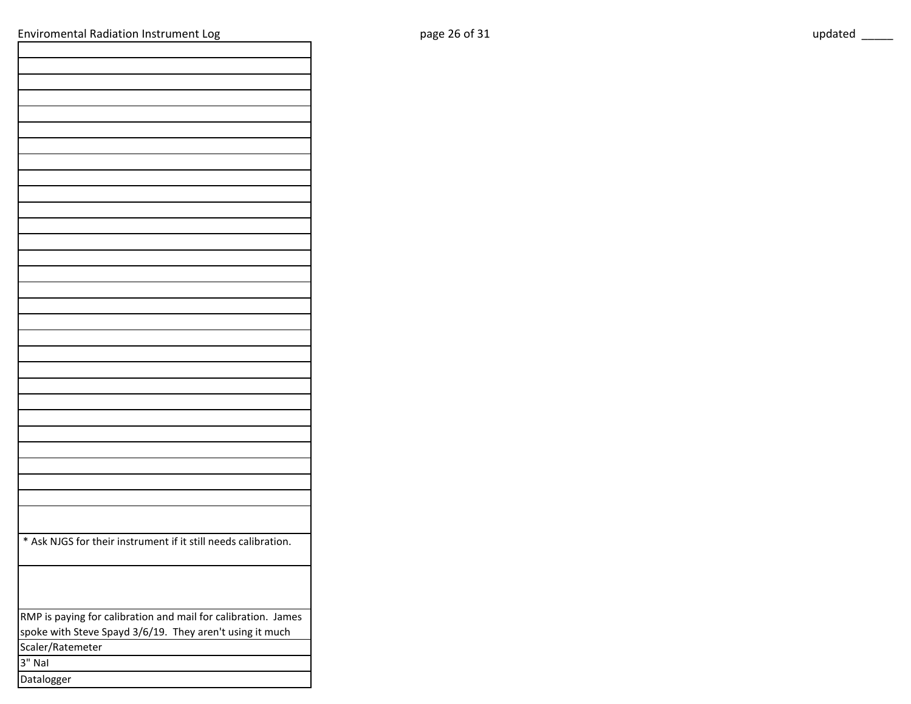| |
|---|
| |
| |
| |
| |
| |
| |
| |
| |
| |
| |
| |
| |
| |
| |
| |
| |
| |
| |
| |
| |
| |
| |
| |
| |
| |
| |
| |
| |
| |
| * Ask NJGS for their instrument if it still needs calibration. |
| |
| RMP is paying for calibration and mail for calibration. James spoke with Steve Spayd 3/6/19. They aren't using it much |
| Scaler/Ratemeter |
| 3" NaI |
| Datalogger |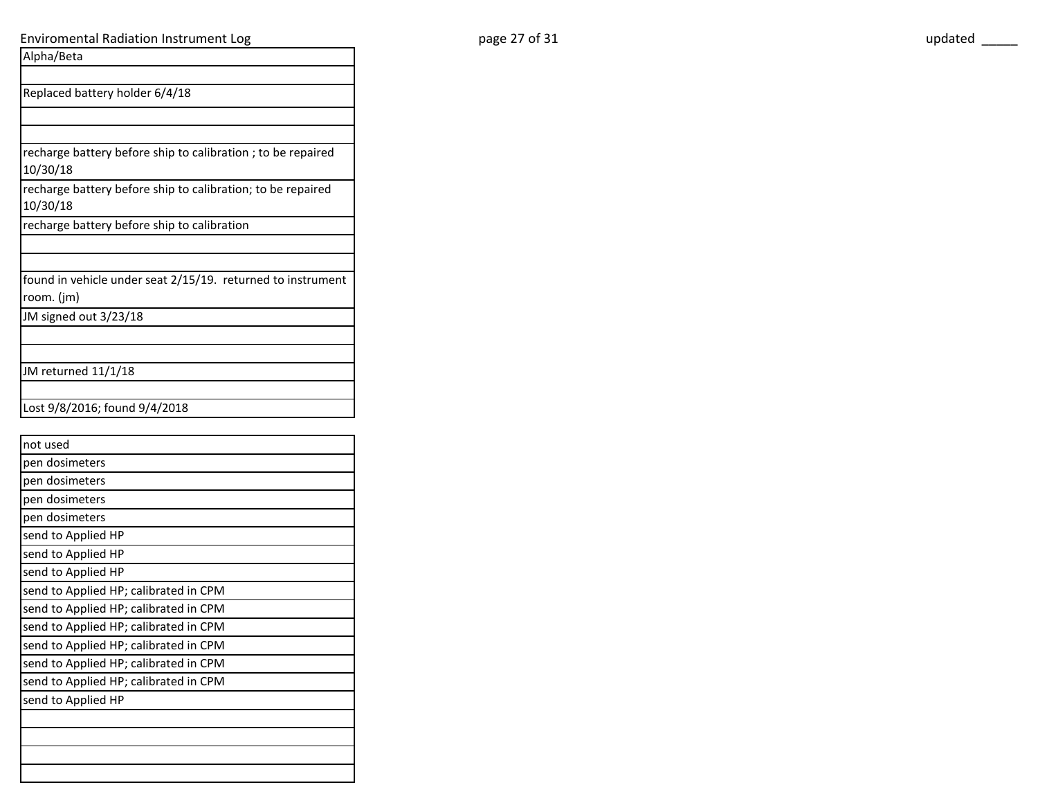| Alpha/Beta |
|---|
| |
| Replaced battery holder 6/4/18 |
| |
| |
| recharge battery before ship to calibration ; to be repaired 10/30/18 |
| recharge battery before ship to calibration; to be repaired 10/30/18 |
| recharge battery before ship to calibration |
| |
| |
| found in vehicle under seat 2/15/19. returned to instrument room. (jm) |
| JM signed out 3/23/18 |
| |
| |
| JM returned 11/1/18 |
| |
| Lost 9/8/2016; found 9/4/2018 |

| |
|---|
| not used |
| pen dosimeters |
| pen dosimeters |
| pen dosimeters |
| pen dosimeters |
| send to Applied HP |
| send to Applied HP |
| send to Applied HP |
| send to Applied HP; calibrated in CPM |
| send to Applied HP; calibrated in CPM |
| send to Applied HP; calibrated in CPM |
| send to Applied HP; calibrated in CPM |
| send to Applied HP; calibrated in CPM |
| send to Applied HP; calibrated in CPM |
| send to Applied HP |
| |
| |
| |
| |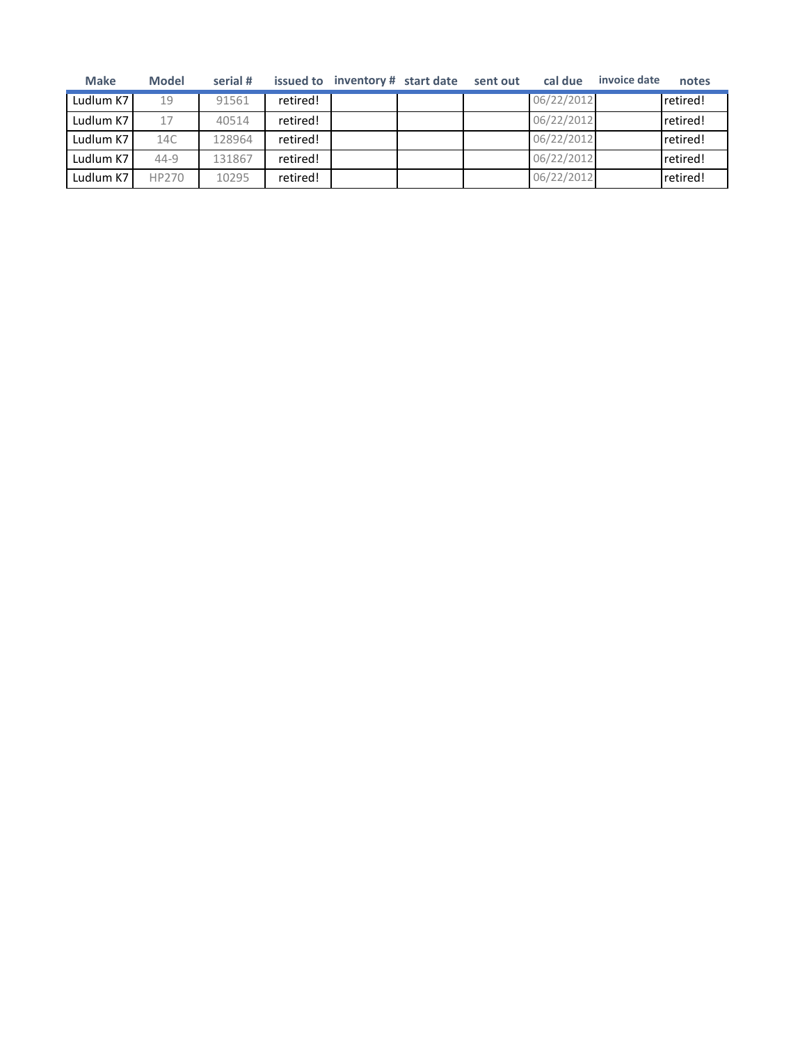| Make | Model | serial # | issued to | inventory # | start date | sent out | cal due | invoice date | notes |
|---|---|---|---|---|---|---|---|---|---|
| Ludlum K7 | 19 | 91561 | retired! | | | | 06/22/2012 | | retired! |
| Ludlum K7 | 17 | 40514 | retired! | | | | 06/22/2012 | | retired! |
| Ludlum K7 | 14C | 128964 | retired! | | | | 06/22/2012 | | retired! |
| Ludlum K7 | 44-9 | 131867 | retired! | | | | 06/22/2012 | | retired! |
| Ludlum K7 | HP270 | 10295 | retired! | | | | 06/22/2012 | | retired! |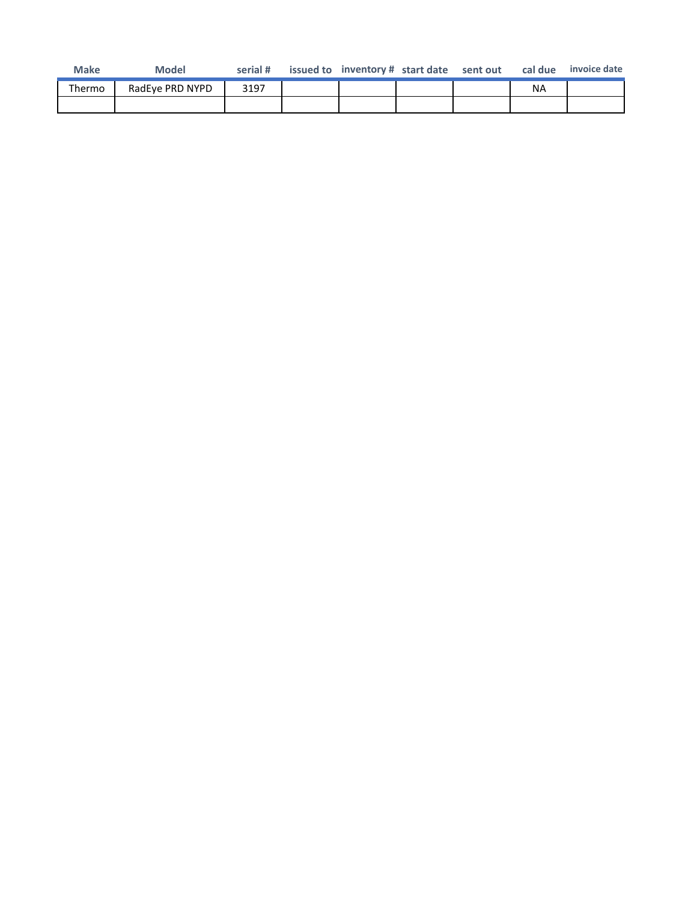| Make | Model | serial # | issued to | inventory # | start date | sent out | cal due | invoice date |
|---|---|---|---|---|---|---|---|---|
| Thermo | RadEye PRD NYPD | 3197 | | | | | NA | |
| | | | | | | | | |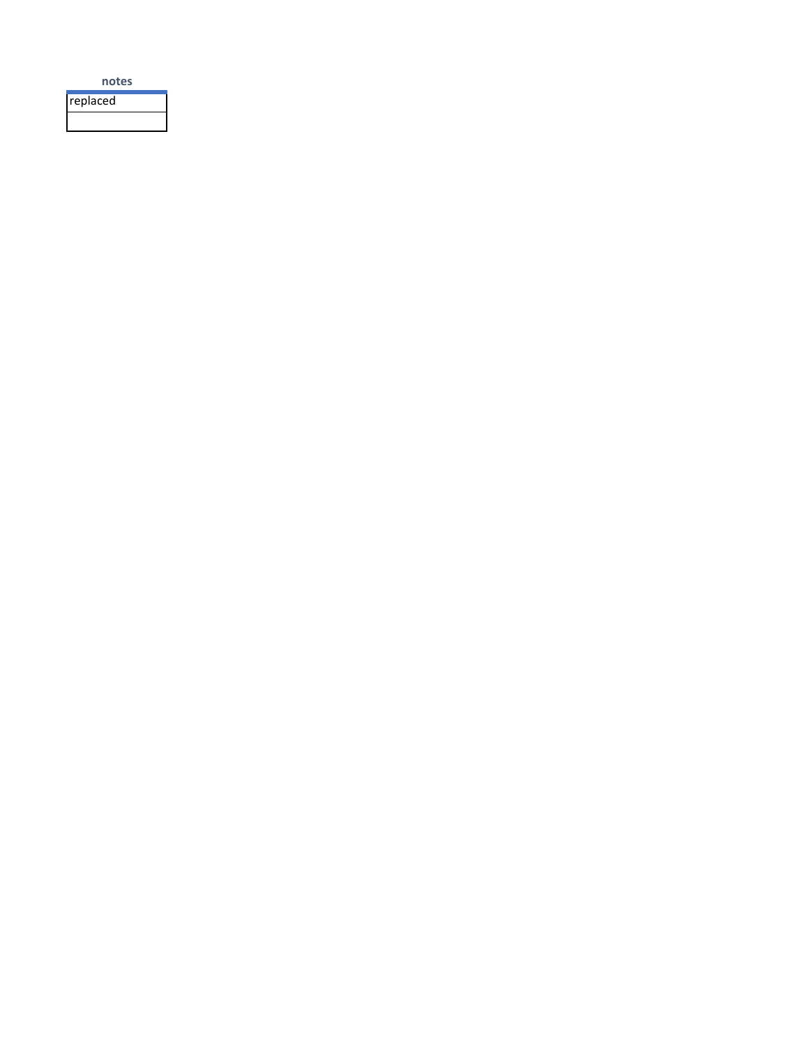| notes |
|---|
| replaced |
| |